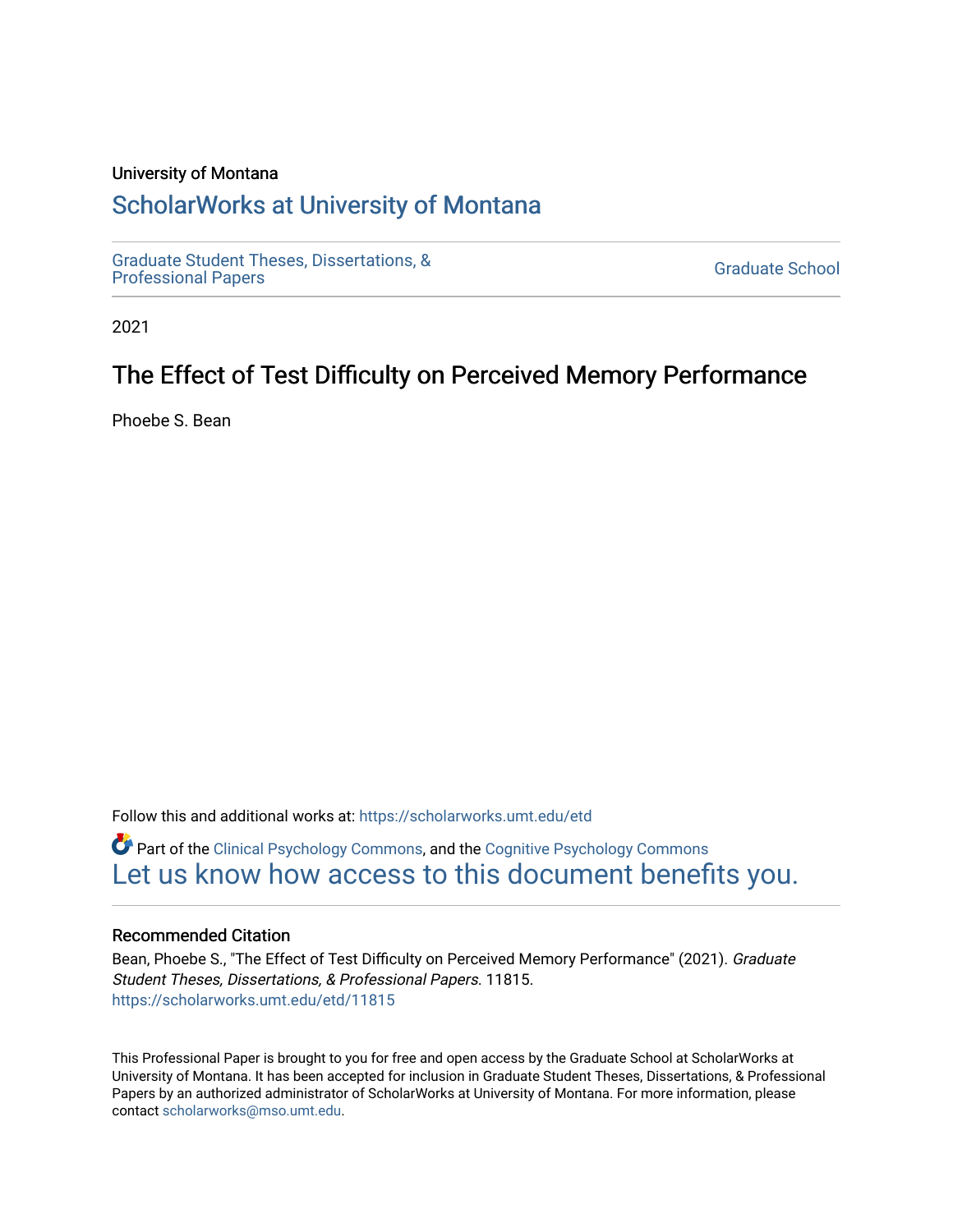University of Montana

# ScholarWorks at University of Montana

Graduate Student Theses, Dissertations, & Professional Papers

Graduate School

2021

## The Effect of Test Difficulty on Perceived Memory Performance

Phoebe S. Bean

Follow this and additional works at: https://scholarworks.umt.edu/etd

Part of the Clinical Psychology Commons, and the Cognitive Psychology Commons

Let us know how access to this document benefits you.

### Recommended Citation

Bean, Phoebe S., "The Effect of Test Difficulty on Perceived Memory Performance" (2021). *Graduate Student Theses, Dissertations, & Professional Papers*. 11815.
https://scholarworks.umt.edu/etd/11815

This Professional Paper is brought to you for free and open access by the Graduate School at ScholarWorks at University of Montana. It has been accepted for inclusion in Graduate Student Theses, Dissertations, & Professional Papers by an authorized administrator of ScholarWorks at University of Montana. For more information, please contact scholarworks@mso.umt.edu.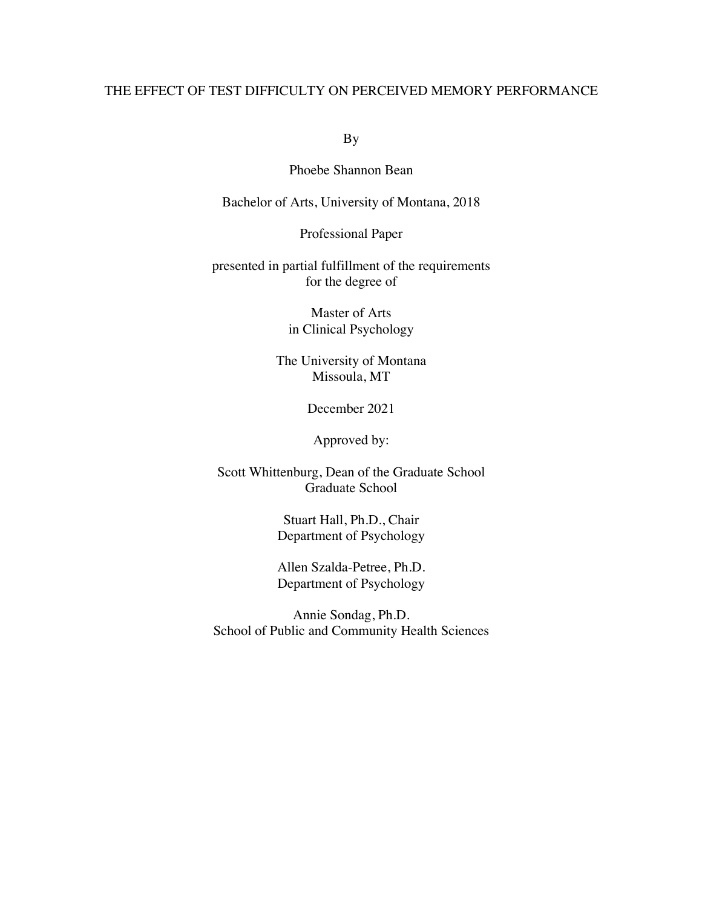# THE EFFECT OF TEST DIFFICULTY ON PERCEIVED MEMORY PERFORMANCE

By

Phoebe Shannon Bean

Bachelor of Arts, University of Montana, 2018

Professional Paper

presented in partial fulfillment of the requirements
for the degree of

Master of Arts
in Clinical Psychology

The University of Montana
Missoula, MT

December 2021

Approved by:

Scott Whittenburg, Dean of the Graduate School
Graduate School

Stuart Hall, Ph.D., Chair
Department of Psychology

Allen Szalda-Petree, Ph.D.
Department of Psychology

Annie Sondag, Ph.D.
School of Public and Community Health Sciences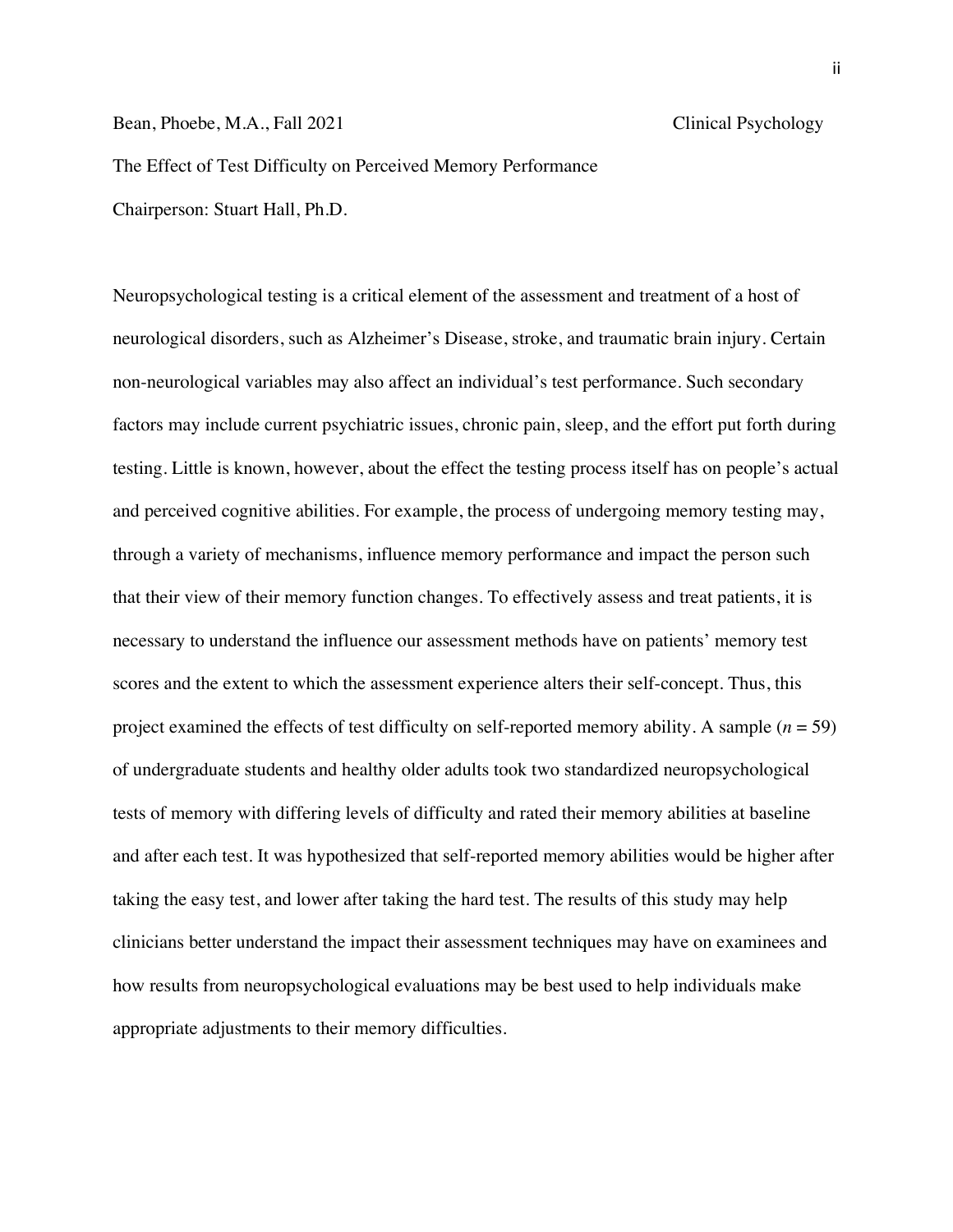Bean, Phoebe, M.A., Fall 2021 Clinical Psychology

The Effect of Test Difficulty on Perceived Memory Performance

Chairperson: Stuart Hall, Ph.D.

Neuropsychological testing is a critical element of the assessment and treatment of a host of neurological disorders, such as Alzheimer's Disease, stroke, and traumatic brain injury. Certain non-neurological variables may also affect an individual's test performance. Such secondary factors may include current psychiatric issues, chronic pain, sleep, and the effort put forth during testing. Little is known, however, about the effect the testing process itself has on people's actual and perceived cognitive abilities. For example, the process of undergoing memory testing may, through a variety of mechanisms, influence memory performance and impact the person such that their view of their memory function changes. To effectively assess and treat patients, it is necessary to understand the influence our assessment methods have on patients' memory test scores and the extent to which the assessment experience alters their self-concept. Thus, this project examined the effects of test difficulty on self-reported memory ability. A sample ($n = 59$) of undergraduate students and healthy older adults took two standardized neuropsychological tests of memory with differing levels of difficulty and rated their memory abilities at baseline and after each test. It was hypothesized that self-reported memory abilities would be higher after taking the easy test, and lower after taking the hard test. The results of this study may help clinicians better understand the impact their assessment techniques may have on examinees and how results from neuropsychological evaluations may be best used to help individuals make appropriate adjustments to their memory difficulties.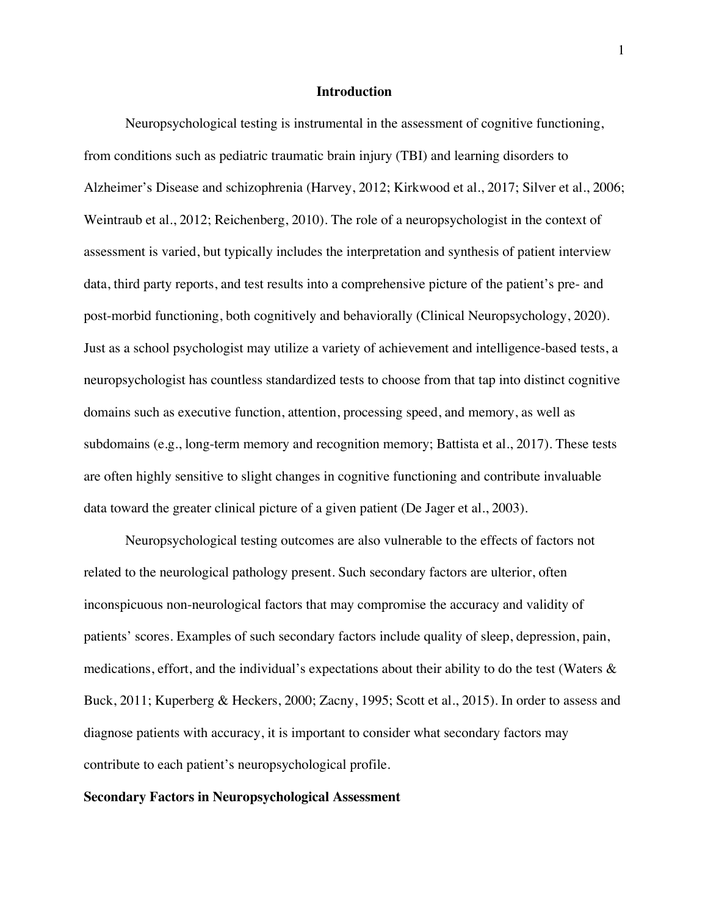# Introduction

Neuropsychological testing is instrumental in the assessment of cognitive functioning, from conditions such as pediatric traumatic brain injury (TBI) and learning disorders to Alzheimer's Disease and schizophrenia (Harvey, 2012; Kirkwood et al., 2017; Silver et al., 2006; Weintraub et al., 2012; Reichenberg, 2010). The role of a neuropsychologist in the context of assessment is varied, but typically includes the interpretation and synthesis of patient interview data, third party reports, and test results into a comprehensive picture of the patient's pre- and post-morbid functioning, both cognitively and behaviorally (Clinical Neuropsychology, 2020). Just as a school psychologist may utilize a variety of achievement and intelligence-based tests, a neuropsychologist has countless standardized tests to choose from that tap into distinct cognitive domains such as executive function, attention, processing speed, and memory, as well as subdomains (e.g., long-term memory and recognition memory; Battista et al., 2017). These tests are often highly sensitive to slight changes in cognitive functioning and contribute invaluable data toward the greater clinical picture of a given patient (De Jager et al., 2003).

Neuropsychological testing outcomes are also vulnerable to the effects of factors not related to the neurological pathology present. Such secondary factors are ulterior, often inconspicuous non-neurological factors that may compromise the accuracy and validity of patients' scores. Examples of such secondary factors include quality of sleep, depression, pain, medications, effort, and the individual's expectations about their ability to do the test (Waters & Buck, 2011; Kuperberg & Heckers, 2000; Zacny, 1995; Scott et al., 2015). In order to assess and diagnose patients with accuracy, it is important to consider what secondary factors may contribute to each patient's neuropsychological profile.

## Secondary Factors in Neuropsychological Assessment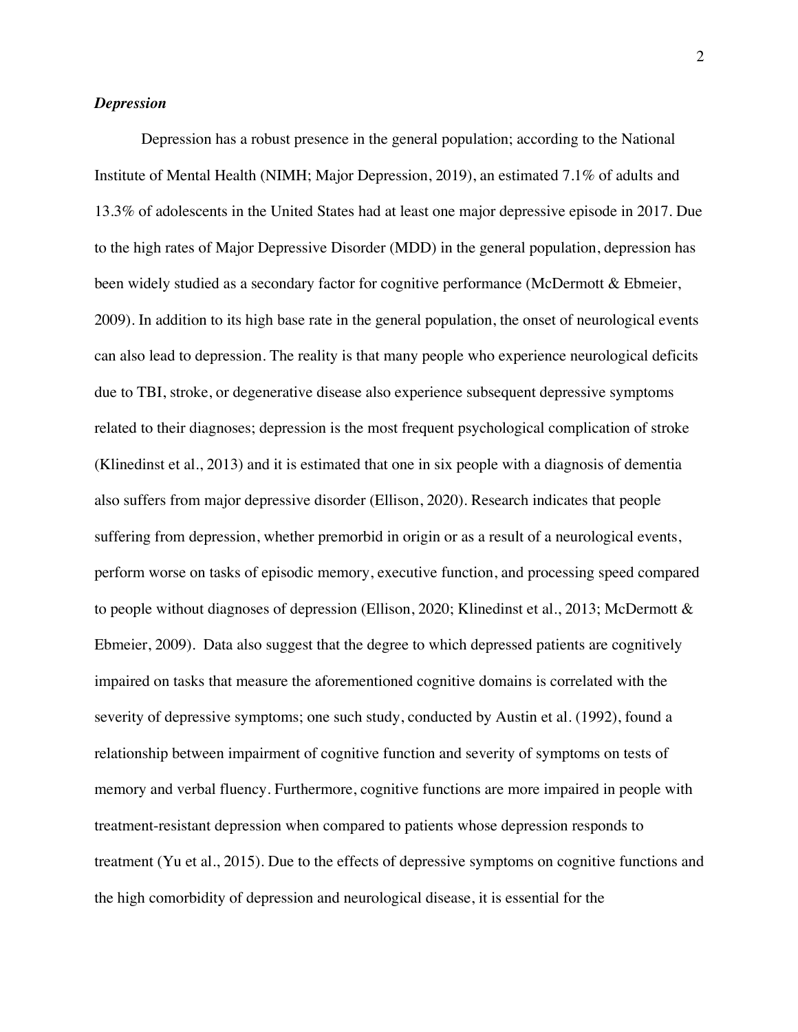### *Depression*

Depression has a robust presence in the general population; according to the National Institute of Mental Health (NIMH; Major Depression, 2019), an estimated 7.1% of adults and 13.3% of adolescents in the United States had at least one major depressive episode in 2017. Due to the high rates of Major Depressive Disorder (MDD) in the general population, depression has been widely studied as a secondary factor for cognitive performance (McDermott & Ebmeier, 2009). In addition to its high base rate in the general population, the onset of neurological events can also lead to depression. The reality is that many people who experience neurological deficits due to TBI, stroke, or degenerative disease also experience subsequent depressive symptoms related to their diagnoses; depression is the most frequent psychological complication of stroke (Klinedinst et al., 2013) and it is estimated that one in six people with a diagnosis of dementia also suffers from major depressive disorder (Ellison, 2020). Research indicates that people suffering from depression, whether premorbid in origin or as a result of a neurological events, perform worse on tasks of episodic memory, executive function, and processing speed compared to people without diagnoses of depression (Ellison, 2020; Klinedinst et al., 2013; McDermott & Ebmeier, 2009). Data also suggest that the degree to which depressed patients are cognitively impaired on tasks that measure the aforementioned cognitive domains is correlated with the severity of depressive symptoms; one such study, conducted by Austin et al. (1992), found a relationship between impairment of cognitive function and severity of symptoms on tests of memory and verbal fluency. Furthermore, cognitive functions are more impaired in people with treatment-resistant depression when compared to patients whose depression responds to treatment (Yu et al., 2015). Due to the effects of depressive symptoms on cognitive functions and the high comorbidity of depression and neurological disease, it is essential for the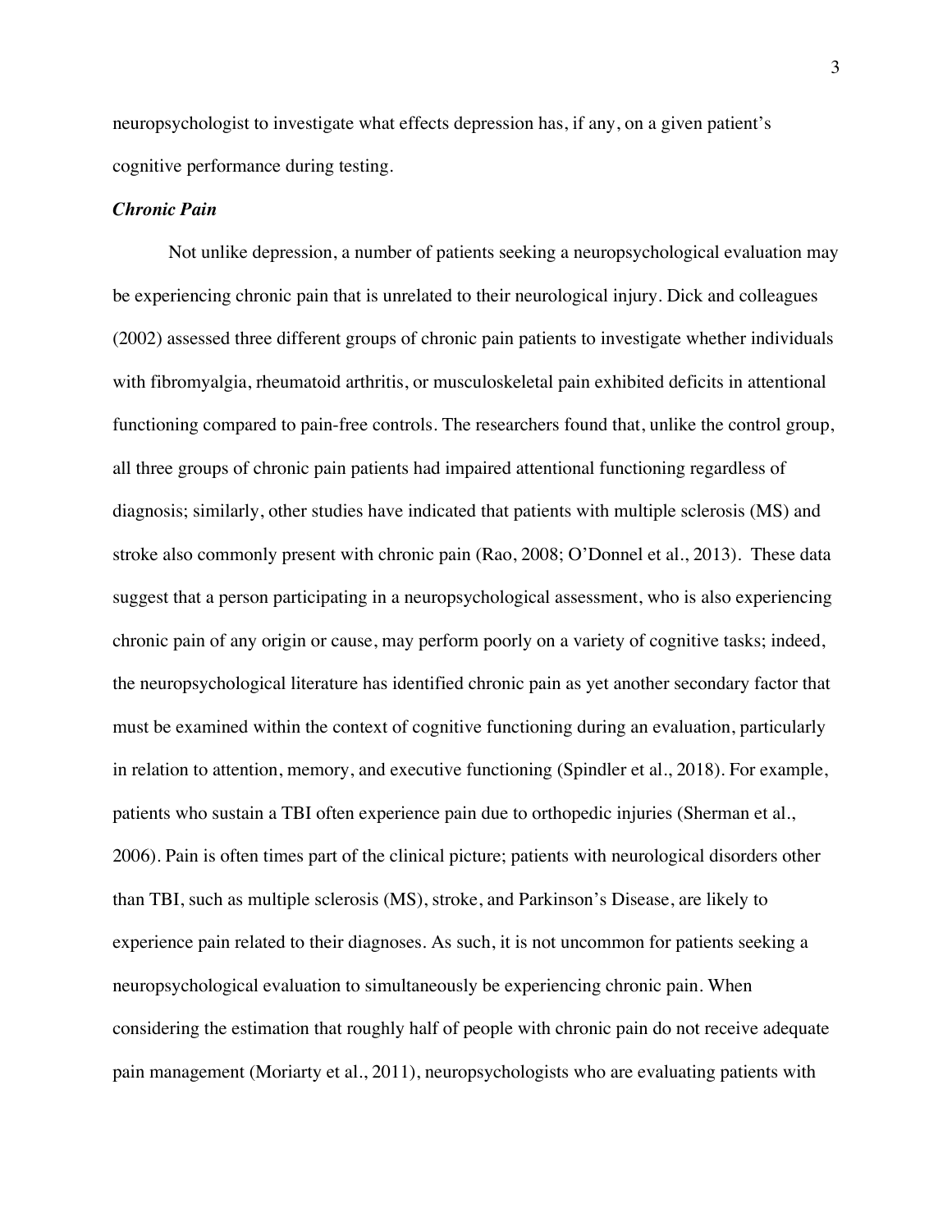neuropsychologist to investigate what effects depression has, if any, on a given patient's cognitive performance during testing.

### *Chronic Pain*

Not unlike depression, a number of patients seeking a neuropsychological evaluation may be experiencing chronic pain that is unrelated to their neurological injury. Dick and colleagues (2002) assessed three different groups of chronic pain patients to investigate whether individuals with fibromyalgia, rheumatoid arthritis, or musculoskeletal pain exhibited deficits in attentional functioning compared to pain-free controls. The researchers found that, unlike the control group, all three groups of chronic pain patients had impaired attentional functioning regardless of diagnosis; similarly, other studies have indicated that patients with multiple sclerosis (MS) and stroke also commonly present with chronic pain (Rao, 2008; O'Donnel et al., 2013). These data suggest that a person participating in a neuropsychological assessment, who is also experiencing chronic pain of any origin or cause, may perform poorly on a variety of cognitive tasks; indeed, the neuropsychological literature has identified chronic pain as yet another secondary factor that must be examined within the context of cognitive functioning during an evaluation, particularly in relation to attention, memory, and executive functioning (Spindler et al., 2018). For example, patients who sustain a TBI often experience pain due to orthopedic injuries (Sherman et al., 2006). Pain is often times part of the clinical picture; patients with neurological disorders other than TBI, such as multiple sclerosis (MS), stroke, and Parkinson's Disease, are likely to experience pain related to their diagnoses. As such, it is not uncommon for patients seeking a neuropsychological evaluation to simultaneously be experiencing chronic pain. When considering the estimation that roughly half of people with chronic pain do not receive adequate pain management (Moriarty et al., 2011), neuropsychologists who are evaluating patients with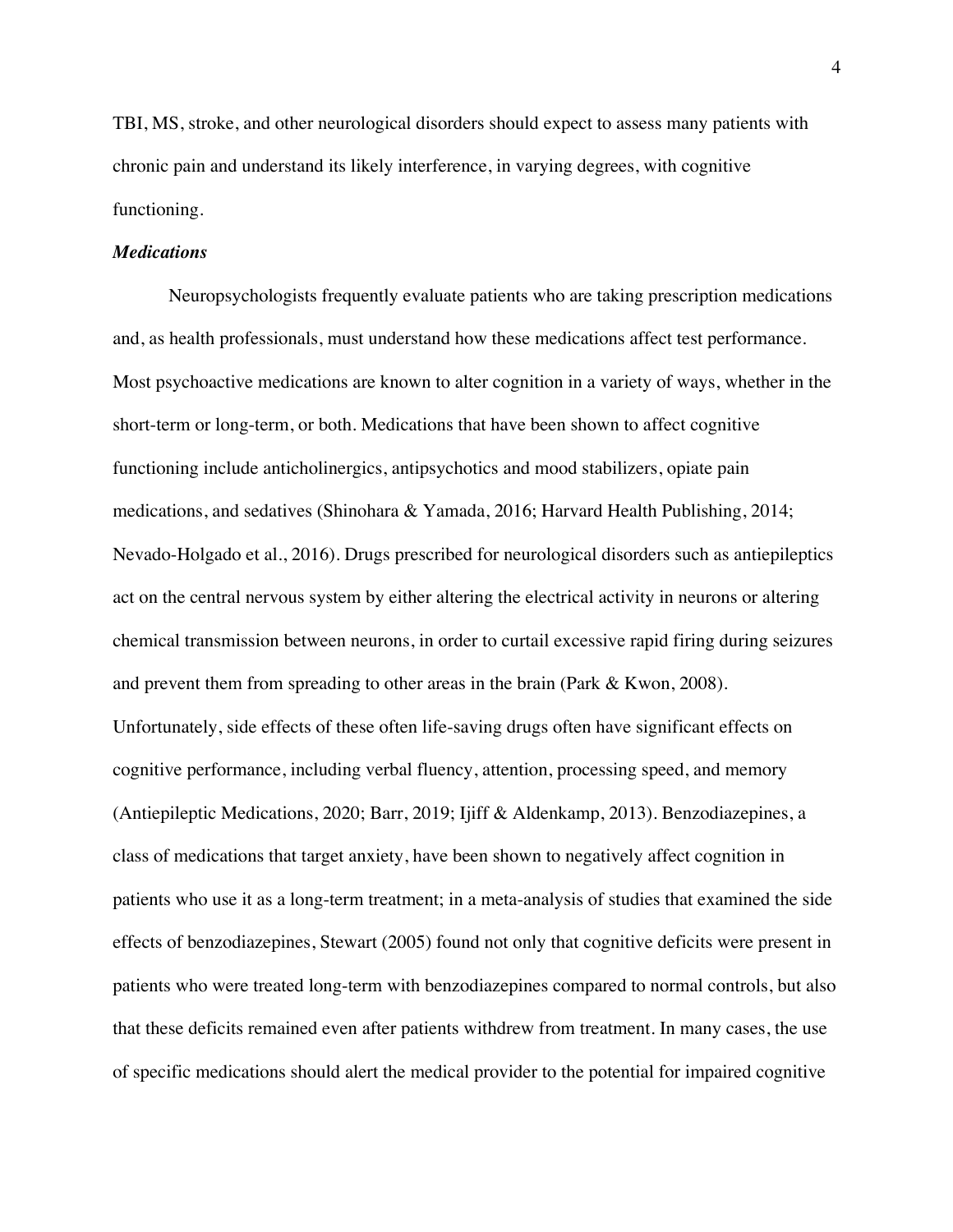TBI, MS, stroke, and other neurological disorders should expect to assess many patients with chronic pain and understand its likely interference, in varying degrees, with cognitive functioning.

### *Medications*

Neuropsychologists frequently evaluate patients who are taking prescription medications and, as health professionals, must understand how these medications affect test performance. Most psychoactive medications are known to alter cognition in a variety of ways, whether in the short-term or long-term, or both. Medications that have been shown to affect cognitive functioning include anticholinergics, antipsychotics and mood stabilizers, opiate pain medications, and sedatives (Shinohara & Yamada, 2016; Harvard Health Publishing, 2014; Nevado-Holgado et al., 2016). Drugs prescribed for neurological disorders such as antiepileptics act on the central nervous system by either altering the electrical activity in neurons or altering chemical transmission between neurons, in order to curtail excessive rapid firing during seizures and prevent them from spreading to other areas in the brain (Park & Kwon, 2008). Unfortunately, side effects of these often life-saving drugs often have significant effects on cognitive performance, including verbal fluency, attention, processing speed, and memory (Antiepileptic Medications, 2020; Barr, 2019; Ijiff & Aldenkamp, 2013). Benzodiazepines, a class of medications that target anxiety, have been shown to negatively affect cognition in patients who use it as a long-term treatment; in a meta-analysis of studies that examined the side effects of benzodiazepines, Stewart (2005) found not only that cognitive deficits were present in patients who were treated long-term with benzodiazepines compared to normal controls, but also that these deficits remained even after patients withdrew from treatment. In many cases, the use of specific medications should alert the medical provider to the potential for impaired cognitive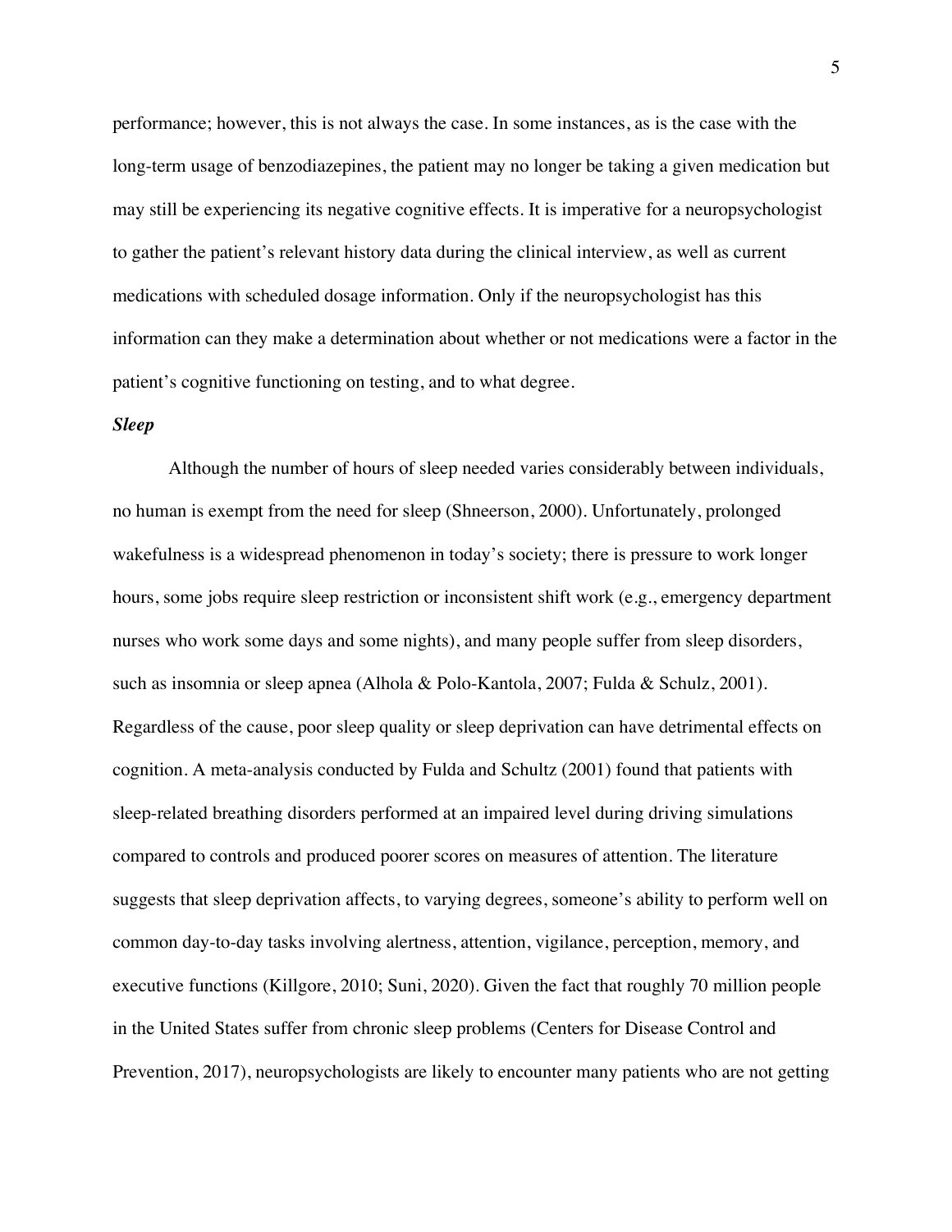performance; however, this is not always the case. In some instances, as is the case with the long-term usage of benzodiazepines, the patient may no longer be taking a given medication but may still be experiencing its negative cognitive effects. It is imperative for a neuropsychologist to gather the patient's relevant history data during the clinical interview, as well as current medications with scheduled dosage information. Only if the neuropsychologist has this information can they make a determination about whether or not medications were a factor in the patient's cognitive functioning on testing, and to what degree.

***Sleep***

Although the number of hours of sleep needed varies considerably between individuals, no human is exempt from the need for sleep (Shneerson, 2000). Unfortunately, prolonged wakefulness is a widespread phenomenon in today's society; there is pressure to work longer hours, some jobs require sleep restriction or inconsistent shift work (e.g., emergency department nurses who work some days and some nights), and many people suffer from sleep disorders, such as insomnia or sleep apnea (Alhola & Polo-Kantola, 2007; Fulda & Schulz, 2001). Regardless of the cause, poor sleep quality or sleep deprivation can have detrimental effects on cognition. A meta-analysis conducted by Fulda and Schultz (2001) found that patients with sleep-related breathing disorders performed at an impaired level during driving simulations compared to controls and produced poorer scores on measures of attention. The literature suggests that sleep deprivation affects, to varying degrees, someone's ability to perform well on common day-to-day tasks involving alertness, attention, vigilance, perception, memory, and executive functions (Killgore, 2010; Suni, 2020). Given the fact that roughly 70 million people in the United States suffer from chronic sleep problems (Centers for Disease Control and Prevention, 2017), neuropsychologists are likely to encounter many patients who are not getting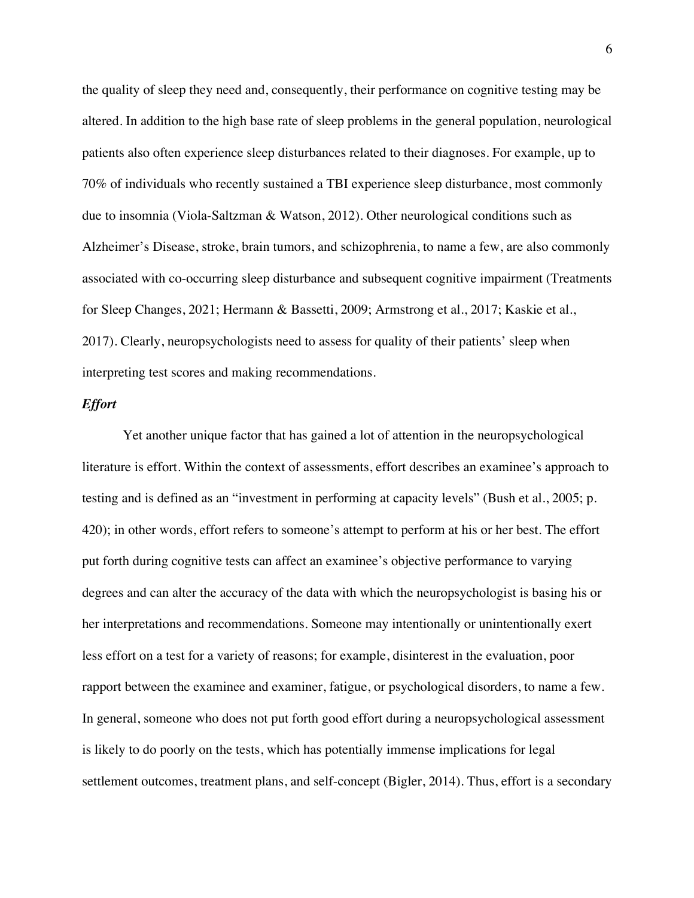the quality of sleep they need and, consequently, their performance on cognitive testing may be altered. In addition to the high base rate of sleep problems in the general population, neurological patients also often experience sleep disturbances related to their diagnoses. For example, up to 70% of individuals who recently sustained a TBI experience sleep disturbance, most commonly due to insomnia (Viola-Saltzman & Watson, 2012). Other neurological conditions such as Alzheimer's Disease, stroke, brain tumors, and schizophrenia, to name a few, are also commonly associated with co-occurring sleep disturbance and subsequent cognitive impairment (Treatments for Sleep Changes, 2021; Hermann & Bassetti, 2009; Armstrong et al., 2017; Kaskie et al., 2017). Clearly, neuropsychologists need to assess for quality of their patients' sleep when interpreting test scores and making recommendations.

### *Effort*

Yet another unique factor that has gained a lot of attention in the neuropsychological literature is effort. Within the context of assessments, effort describes an examinee's approach to testing and is defined as an "investment in performing at capacity levels" (Bush et al., 2005; p. 420); in other words, effort refers to someone's attempt to perform at his or her best. The effort put forth during cognitive tests can affect an examinee's objective performance to varying degrees and can alter the accuracy of the data with which the neuropsychologist is basing his or her interpretations and recommendations. Someone may intentionally or unintentionally exert less effort on a test for a variety of reasons; for example, disinterest in the evaluation, poor rapport between the examinee and examiner, fatigue, or psychological disorders, to name a few. In general, someone who does not put forth good effort during a neuropsychological assessment is likely to do poorly on the tests, which has potentially immense implications for legal settlement outcomes, treatment plans, and self-concept (Bigler, 2014). Thus, effort is a secondary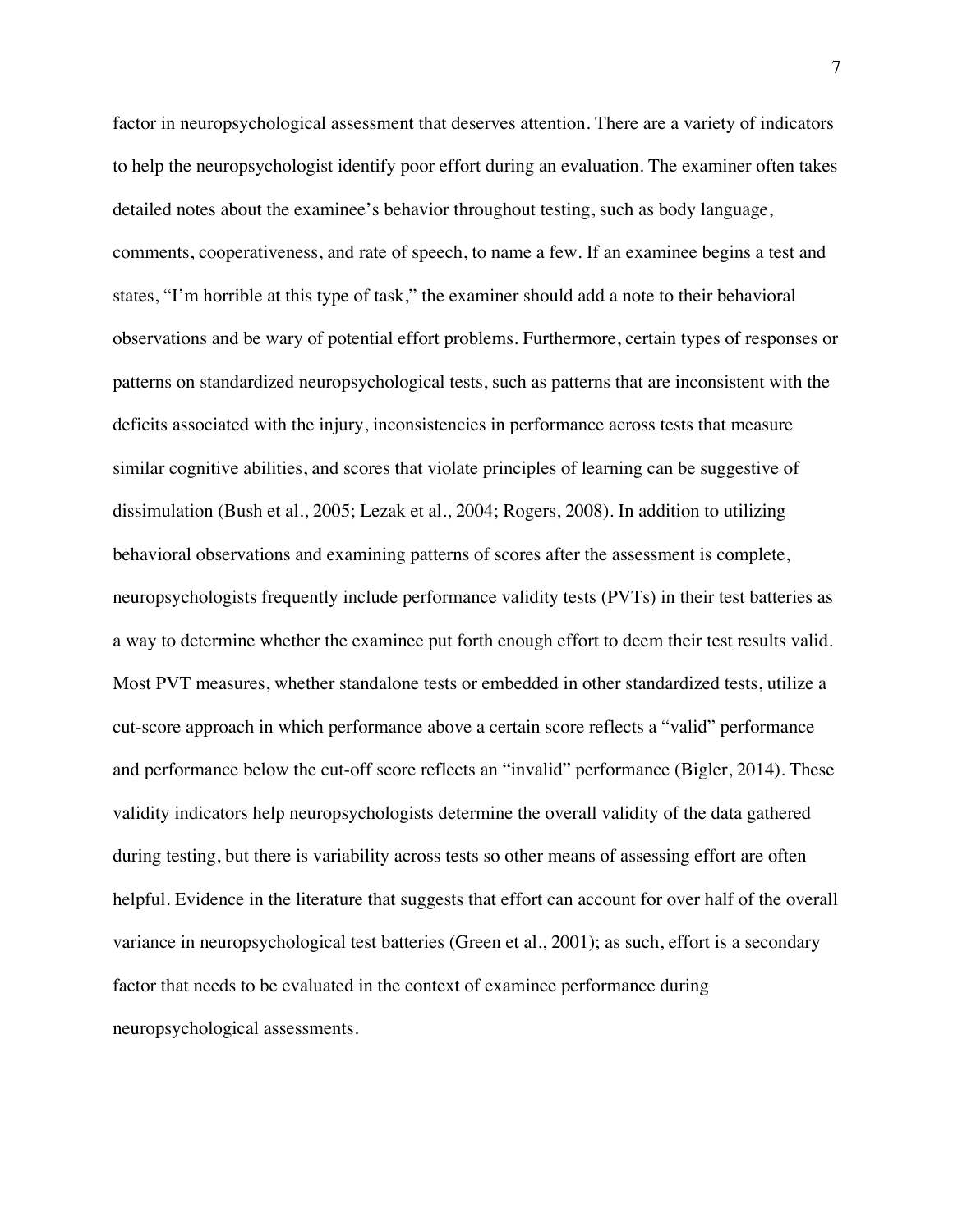factor in neuropsychological assessment that deserves attention. There are a variety of indicators to help the neuropsychologist identify poor effort during an evaluation. The examiner often takes detailed notes about the examinee's behavior throughout testing, such as body language, comments, cooperativeness, and rate of speech, to name a few. If an examinee begins a test and states, "I'm horrible at this type of task," the examiner should add a note to their behavioral observations and be wary of potential effort problems. Furthermore, certain types of responses or patterns on standardized neuropsychological tests, such as patterns that are inconsistent with the deficits associated with the injury, inconsistencies in performance across tests that measure similar cognitive abilities, and scores that violate principles of learning can be suggestive of dissimulation (Bush et al., 2005; Lezak et al., 2004; Rogers, 2008). In addition to utilizing behavioral observations and examining patterns of scores after the assessment is complete, neuropsychologists frequently include performance validity tests (PVTs) in their test batteries as a way to determine whether the examinee put forth enough effort to deem their test results valid. Most PVT measures, whether standalone tests or embedded in other standardized tests, utilize a cut-score approach in which performance above a certain score reflects a "valid" performance and performance below the cut-off score reflects an "invalid" performance (Bigler, 2014). These validity indicators help neuropsychologists determine the overall validity of the data gathered during testing, but there is variability across tests so other means of assessing effort are often helpful. Evidence in the literature that suggests that effort can account for over half of the overall variance in neuropsychological test batteries (Green et al., 2001); as such, effort is a secondary factor that needs to be evaluated in the context of examinee performance during neuropsychological assessments.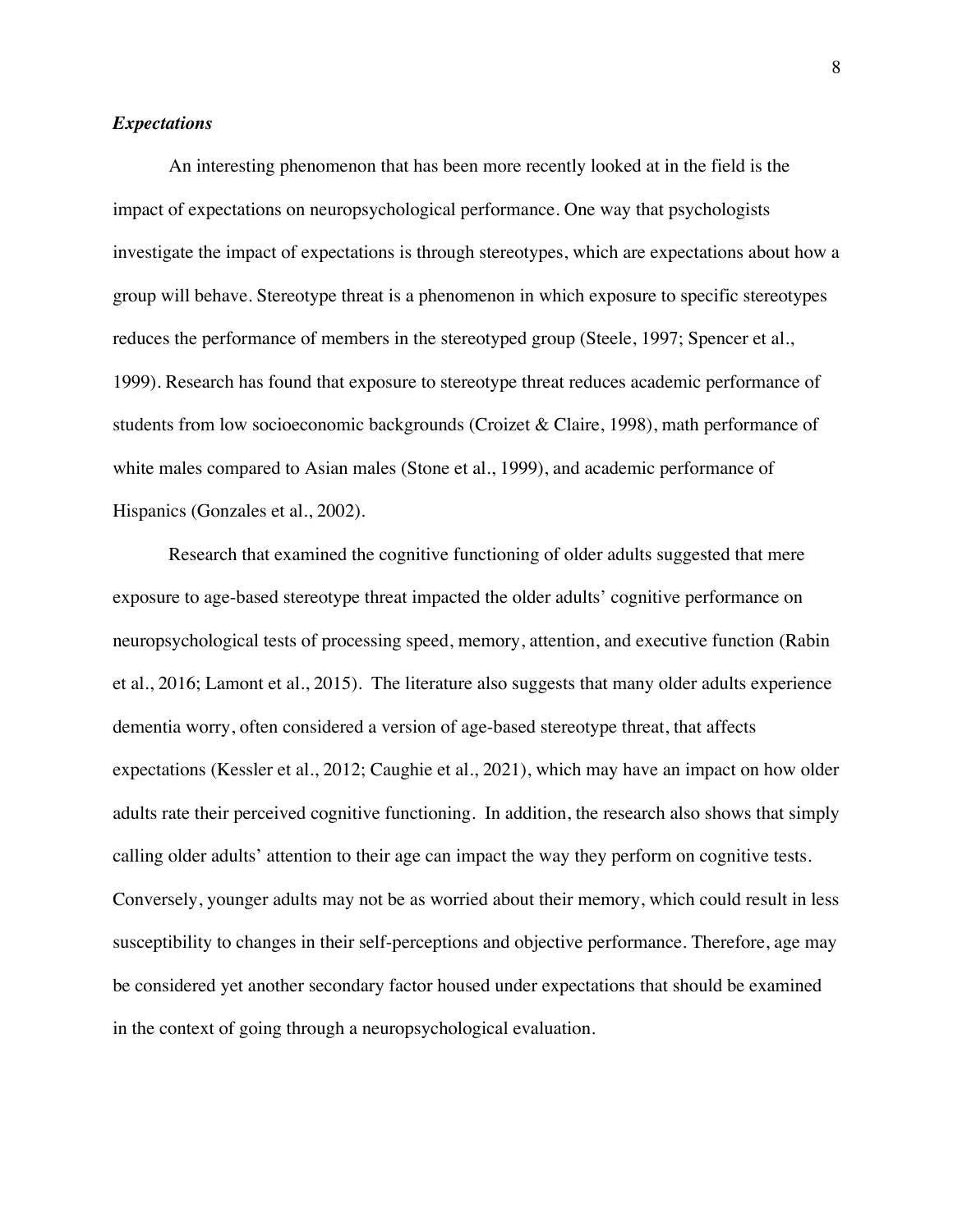### *Expectations*

An interesting phenomenon that has been more recently looked at in the field is the impact of expectations on neuropsychological performance. One way that psychologists investigate the impact of expectations is through stereotypes, which are expectations about how a group will behave. Stereotype threat is a phenomenon in which exposure to specific stereotypes reduces the performance of members in the stereotyped group (Steele, 1997; Spencer et al., 1999). Research has found that exposure to stereotype threat reduces academic performance of students from low socioeconomic backgrounds (Croizet & Claire, 1998), math performance of white males compared to Asian males (Stone et al., 1999), and academic performance of Hispanics (Gonzales et al., 2002).

Research that examined the cognitive functioning of older adults suggested that mere exposure to age-based stereotype threat impacted the older adults' cognitive performance on neuropsychological tests of processing speed, memory, attention, and executive function (Rabin et al., 2016; Lamont et al., 2015). The literature also suggests that many older adults experience dementia worry, often considered a version of age-based stereotype threat, that affects expectations (Kessler et al., 2012; Caughie et al., 2021), which may have an impact on how older adults rate their perceived cognitive functioning. In addition, the research also shows that simply calling older adults' attention to their age can impact the way they perform on cognitive tests. Conversely, younger adults may not be as worried about their memory, which could result in less susceptibility to changes in their self-perceptions and objective performance. Therefore, age may be considered yet another secondary factor housed under expectations that should be examined in the context of going through a neuropsychological evaluation.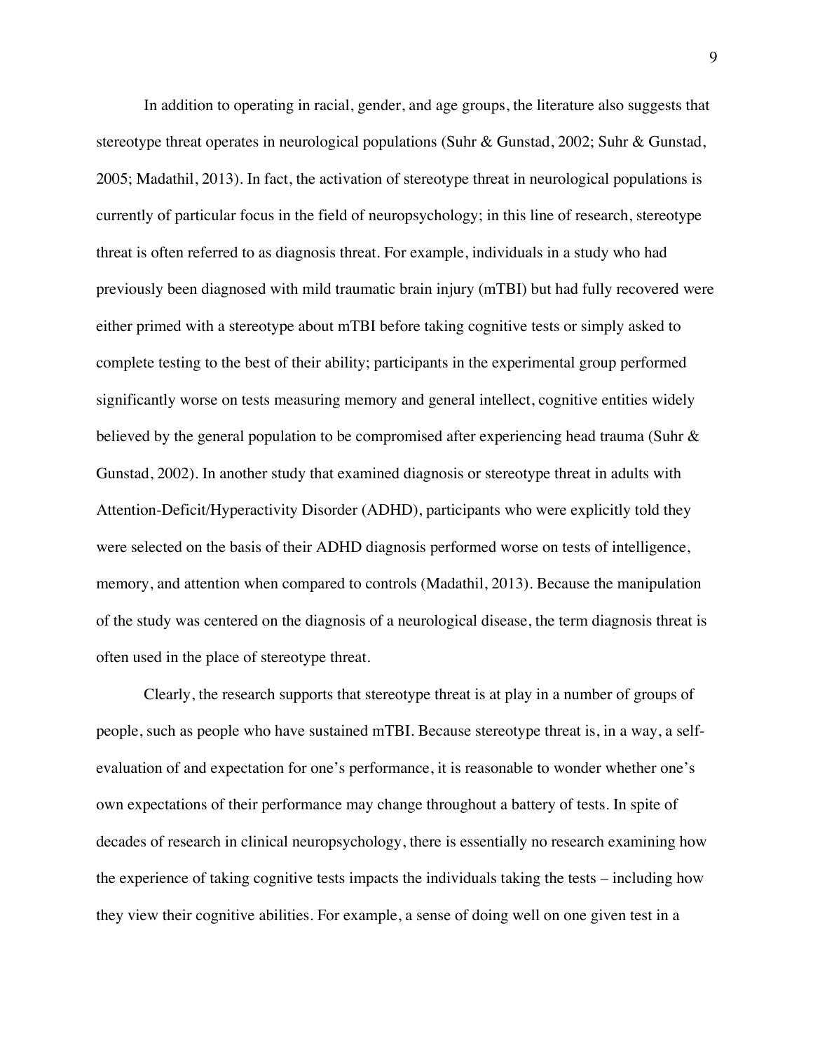In addition to operating in racial, gender, and age groups, the literature also suggests that stereotype threat operates in neurological populations (Suhr & Gunstad, 2002; Suhr & Gunstad, 2005; Madathil, 2013). In fact, the activation of stereotype threat in neurological populations is currently of particular focus in the field of neuropsychology; in this line of research, stereotype threat is often referred to as diagnosis threat. For example, individuals in a study who had previously been diagnosed with mild traumatic brain injury (mTBI) but had fully recovered were either primed with a stereotype about mTBI before taking cognitive tests or simply asked to complete testing to the best of their ability; participants in the experimental group performed significantly worse on tests measuring memory and general intellect, cognitive entities widely believed by the general population to be compromised after experiencing head trauma (Suhr & Gunstad, 2002). In another study that examined diagnosis or stereotype threat in adults with Attention-Deficit/Hyperactivity Disorder (ADHD), participants who were explicitly told they were selected on the basis of their ADHD diagnosis performed worse on tests of intelligence, memory, and attention when compared to controls (Madathil, 2013). Because the manipulation of the study was centered on the diagnosis of a neurological disease, the term diagnosis threat is often used in the place of stereotype threat.

Clearly, the research supports that stereotype threat is at play in a number of groups of people, such as people who have sustained mTBI. Because stereotype threat is, in a way, a self-evaluation of and expectation for one's performance, it is reasonable to wonder whether one's own expectations of their performance may change throughout a battery of tests. In spite of decades of research in clinical neuropsychology, there is essentially no research examining how the experience of taking cognitive tests impacts the individuals taking the tests – including how they view their cognitive abilities. For example, a sense of doing well on one given test in a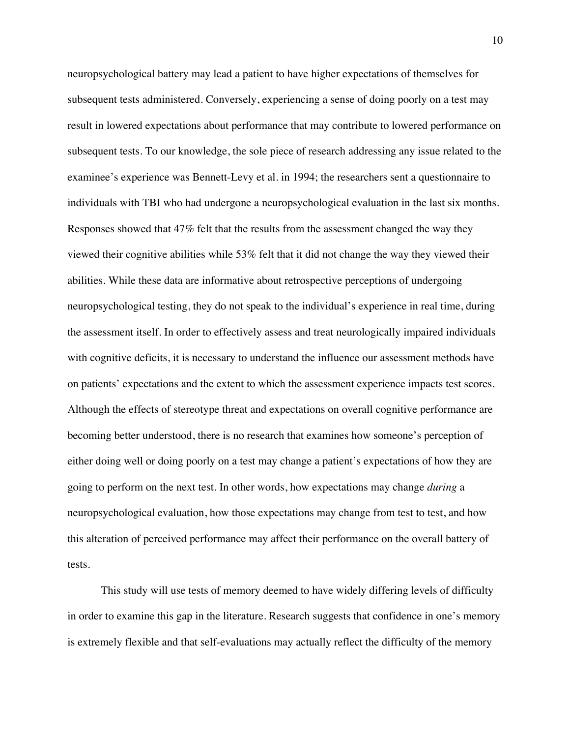neuropsychological battery may lead a patient to have higher expectations of themselves for subsequent tests administered. Conversely, experiencing a sense of doing poorly on a test may result in lowered expectations about performance that may contribute to lowered performance on subsequent tests. To our knowledge, the sole piece of research addressing any issue related to the examinee's experience was Bennett-Levy et al. in 1994; the researchers sent a questionnaire to individuals with TBI who had undergone a neuropsychological evaluation in the last six months. Responses showed that 47% felt that the results from the assessment changed the way they viewed their cognitive abilities while 53% felt that it did not change the way they viewed their abilities. While these data are informative about retrospective perceptions of undergoing neuropsychological testing, they do not speak to the individual's experience in real time, during the assessment itself. In order to effectively assess and treat neurologically impaired individuals with cognitive deficits, it is necessary to understand the influence our assessment methods have on patients' expectations and the extent to which the assessment experience impacts test scores. Although the effects of stereotype threat and expectations on overall cognitive performance are becoming better understood, there is no research that examines how someone's perception of either doing well or doing poorly on a test may change a patient's expectations of how they are going to perform on the next test. In other words, how expectations may change *during* a neuropsychological evaluation, how those expectations may change from test to test, and how this alteration of perceived performance may affect their performance on the overall battery of tests.

This study will use tests of memory deemed to have widely differing levels of difficulty in order to examine this gap in the literature. Research suggests that confidence in one's memory is extremely flexible and that self-evaluations may actually reflect the difficulty of the memory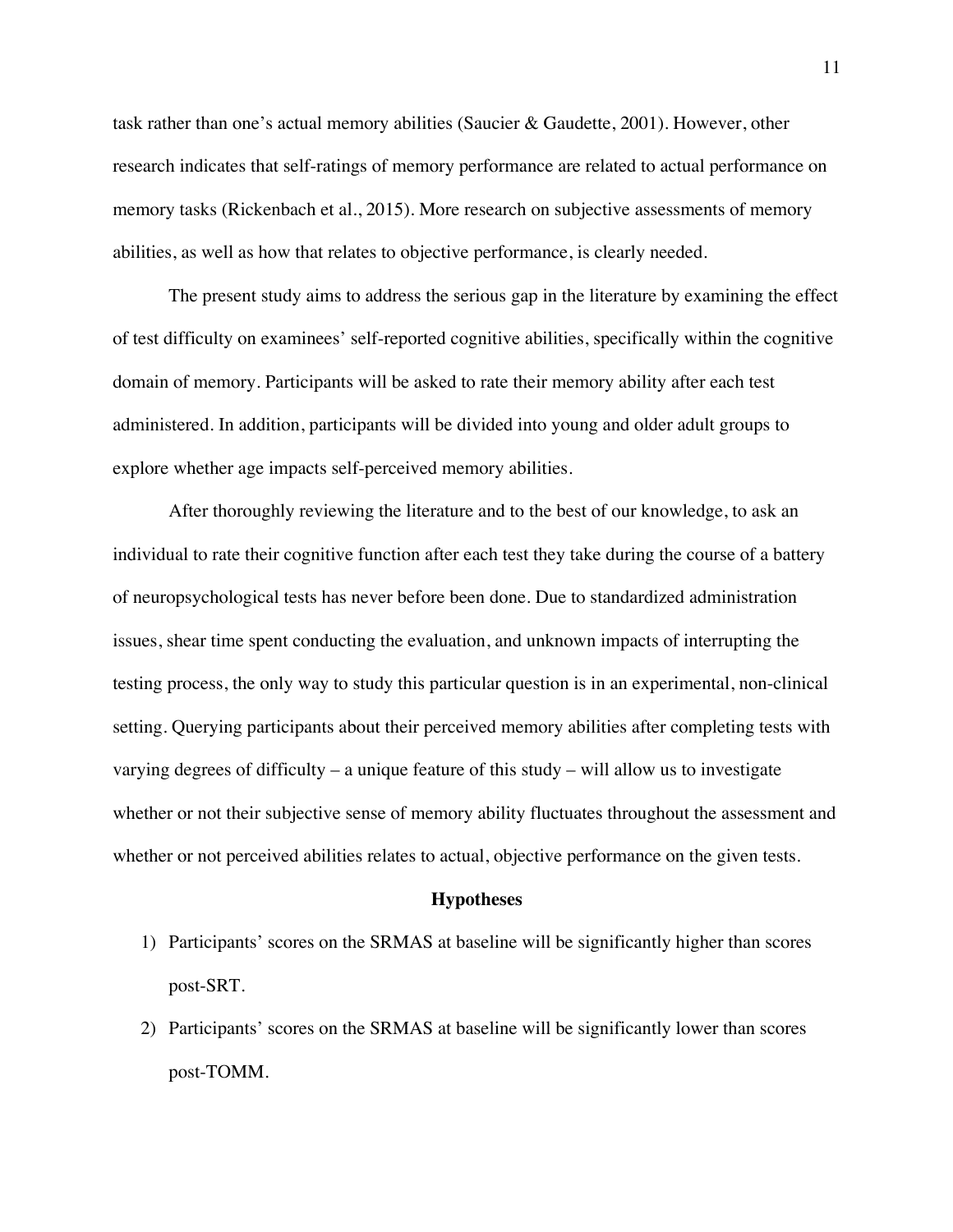task rather than one's actual memory abilities (Saucier & Gaudette, 2001). However, other research indicates that self-ratings of memory performance are related to actual performance on memory tasks (Rickenbach et al., 2015). More research on subjective assessments of memory abilities, as well as how that relates to objective performance, is clearly needed.

The present study aims to address the serious gap in the literature by examining the effect of test difficulty on examinees' self-reported cognitive abilities, specifically within the cognitive domain of memory. Participants will be asked to rate their memory ability after each test administered. In addition, participants will be divided into young and older adult groups to explore whether age impacts self-perceived memory abilities.

After thoroughly reviewing the literature and to the best of our knowledge, to ask an individual to rate their cognitive function after each test they take during the course of a battery of neuropsychological tests has never before been done. Due to standardized administration issues, shear time spent conducting the evaluation, and unknown impacts of interrupting the testing process, the only way to study this particular question is in an experimental, non-clinical setting. Querying participants about their perceived memory abilities after completing tests with varying degrees of difficulty – a unique feature of this study – will allow us to investigate whether or not their subjective sense of memory ability fluctuates throughout the assessment and whether or not perceived abilities relates to actual, objective performance on the given tests.

## Hypotheses

1) Participants' scores on the SRMAS at baseline will be significantly higher than scores post-SRT.
2) Participants' scores on the SRMAS at baseline will be significantly lower than scores post-TOMM.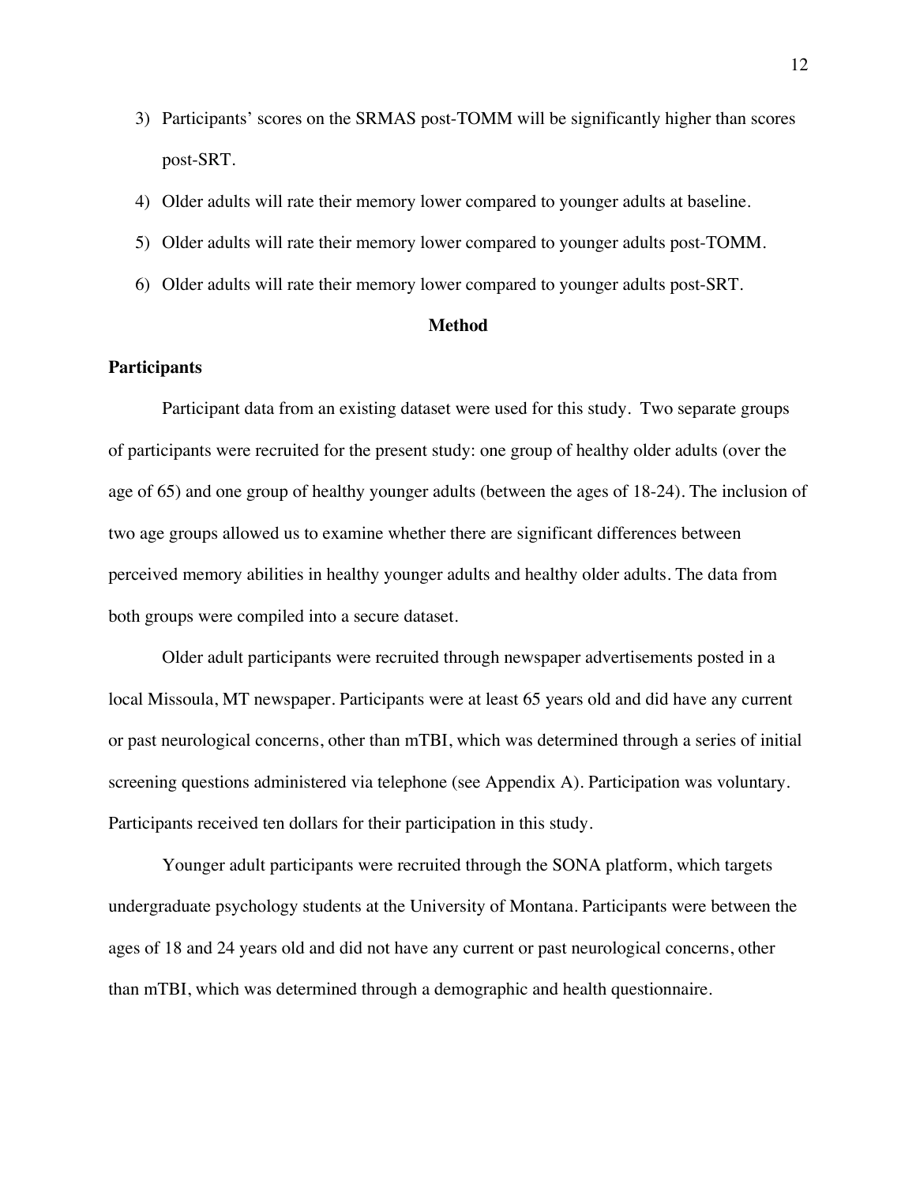3) Participants' scores on the SRMAS post-TOMM will be significantly higher than scores post-SRT.
4) Older adults will rate their memory lower compared to younger adults at baseline.
5) Older adults will rate their memory lower compared to younger adults post-TOMM.
6) Older adults will rate their memory lower compared to younger adults post-SRT.

## Method

### Participants

Participant data from an existing dataset were used for this study. Two separate groups of participants were recruited for the present study: one group of healthy older adults (over the age of 65) and one group of healthy younger adults (between the ages of 18-24). The inclusion of two age groups allowed us to examine whether there are significant differences between perceived memory abilities in healthy younger adults and healthy older adults. The data from both groups were compiled into a secure dataset.

Older adult participants were recruited through newspaper advertisements posted in a local Missoula, MT newspaper. Participants were at least 65 years old and did have any current or past neurological concerns, other than mTBI, which was determined through a series of initial screening questions administered via telephone (see Appendix A). Participation was voluntary. Participants received ten dollars for their participation in this study.

Younger adult participants were recruited through the SONA platform, which targets undergraduate psychology students at the University of Montana. Participants were between the ages of 18 and 24 years old and did not have any current or past neurological concerns, other than mTBI, which was determined through a demographic and health questionnaire.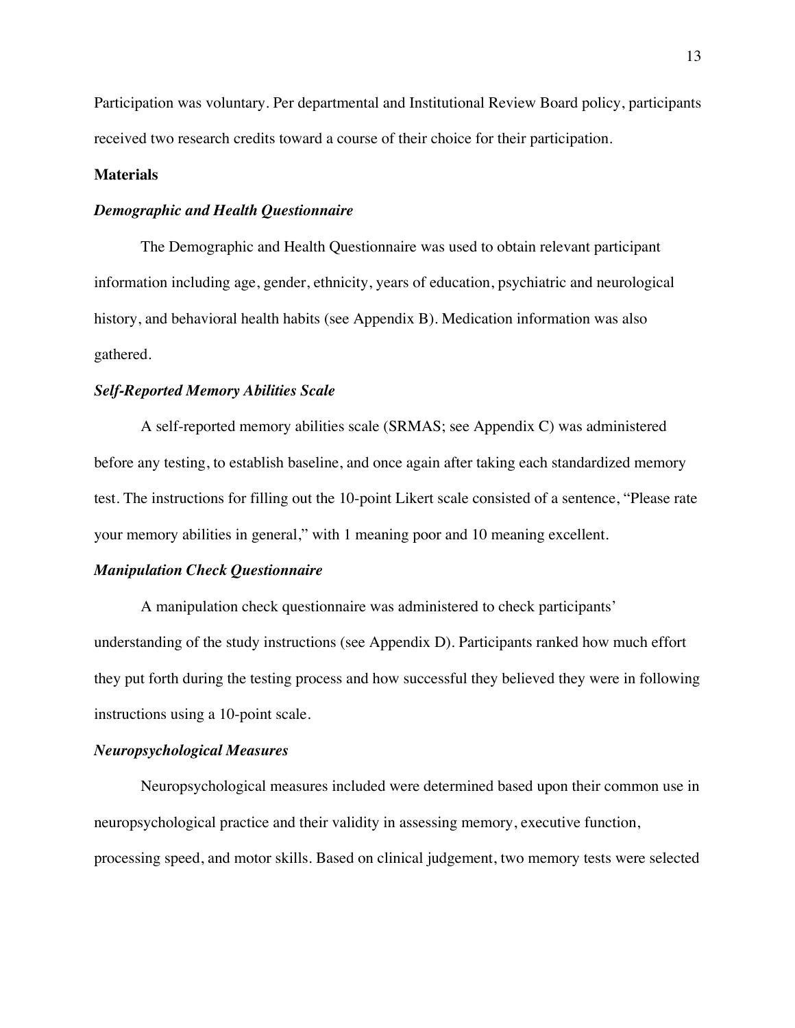Participation was voluntary. Per departmental and Institutional Review Board policy, participants received two research credits toward a course of their choice for their participation.

## Materials

### *Demographic and Health Questionnaire*

The Demographic and Health Questionnaire was used to obtain relevant participant information including age, gender, ethnicity, years of education, psychiatric and neurological history, and behavioral health habits (see Appendix B). Medication information was also gathered.

### *Self-Reported Memory Abilities Scale*

A self-reported memory abilities scale (SRMAS; see Appendix C) was administered before any testing, to establish baseline, and once again after taking each standardized memory test. The instructions for filling out the 10-point Likert scale consisted of a sentence, "Please rate your memory abilities in general," with 1 meaning poor and 10 meaning excellent.

### *Manipulation Check Questionnaire*

A manipulation check questionnaire was administered to check participants' understanding of the study instructions (see Appendix D). Participants ranked how much effort they put forth during the testing process and how successful they believed they were in following instructions using a 10-point scale.

### *Neuropsychological Measures*

Neuropsychological measures included were determined based upon their common use in neuropsychological practice and their validity in assessing memory, executive function, processing speed, and motor skills. Based on clinical judgement, two memory tests were selected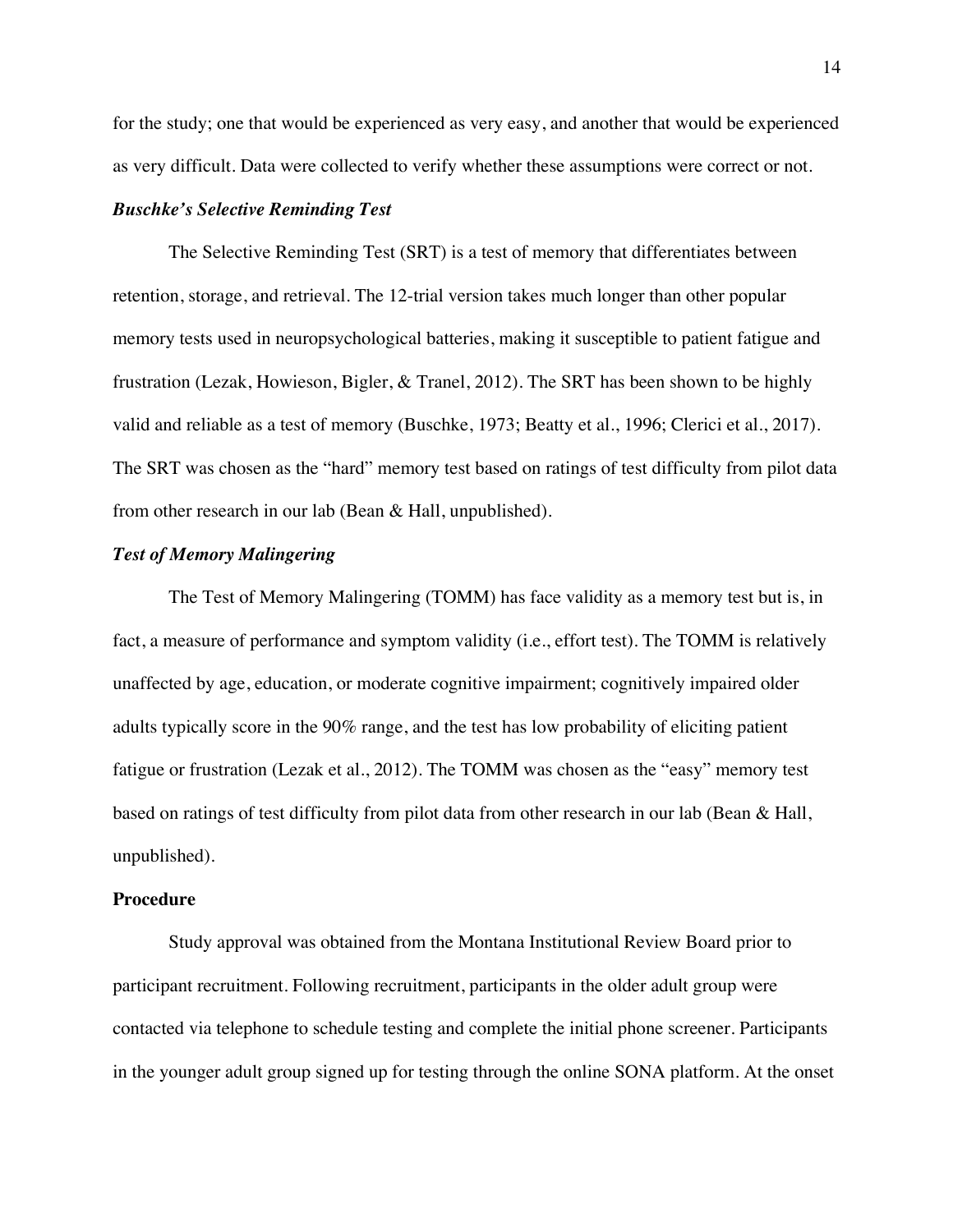for the study; one that would be experienced as very easy, and another that would be experienced as very difficult. Data were collected to verify whether these assumptions were correct or not.

### *Buschke's Selective Reminding Test*

The Selective Reminding Test (SRT) is a test of memory that differentiates between retention, storage, and retrieval. The 12-trial version takes much longer than other popular memory tests used in neuropsychological batteries, making it susceptible to patient fatigue and frustration (Lezak, Howieson, Bigler, & Tranel, 2012). The SRT has been shown to be highly valid and reliable as a test of memory (Buschke, 1973; Beatty et al., 1996; Clerici et al., 2017). The SRT was chosen as the "hard" memory test based on ratings of test difficulty from pilot data from other research in our lab (Bean & Hall, unpublished).

### *Test of Memory Malingering*

The Test of Memory Malingering (TOMM) has face validity as a memory test but is, in fact, a measure of performance and symptom validity (i.e., effort test). The TOMM is relatively unaffected by age, education, or moderate cognitive impairment; cognitively impaired older adults typically score in the 90% range, and the test has low probability of eliciting patient fatigue or frustration (Lezak et al., 2012). The TOMM was chosen as the "easy" memory test based on ratings of test difficulty from pilot data from other research in our lab (Bean & Hall, unpublished).

## **Procedure**

Study approval was obtained from the Montana Institutional Review Board prior to participant recruitment. Following recruitment, participants in the older adult group were contacted via telephone to schedule testing and complete the initial phone screener. Participants in the younger adult group signed up for testing through the online SONA platform. At the onset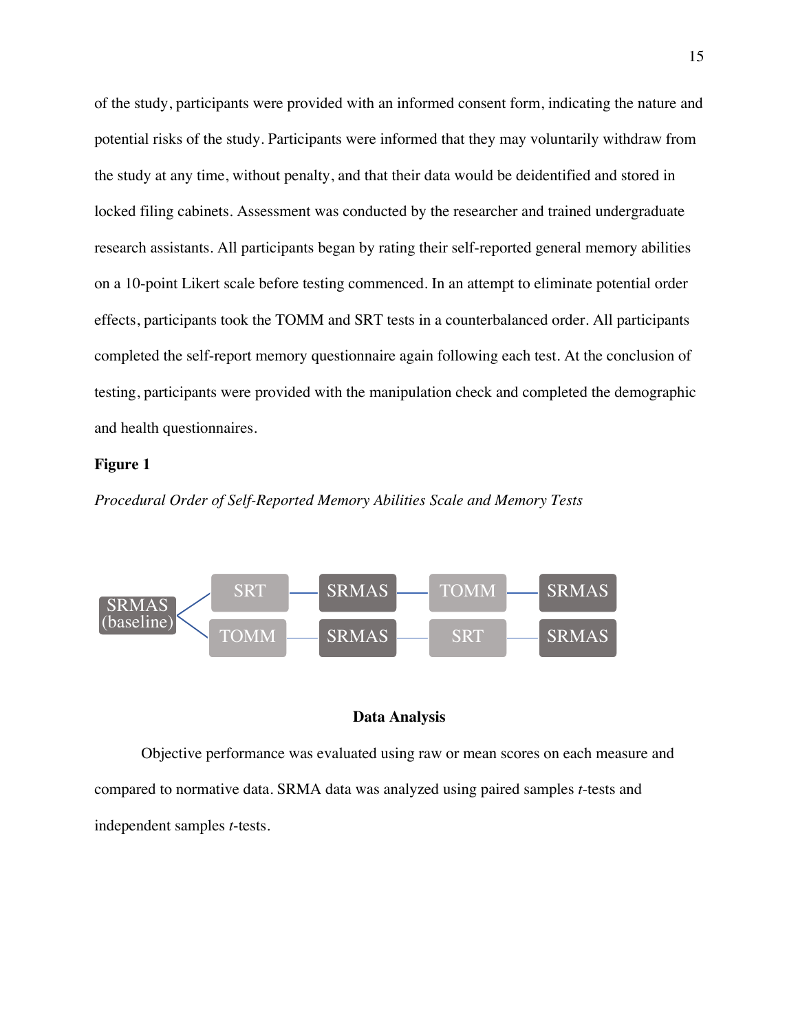of the study, participants were provided with an informed consent form, indicating the nature and potential risks of the study. Participants were informed that they may voluntarily withdraw from the study at any time, without penalty, and that their data would be deidentified and stored in locked filing cabinets. Assessment was conducted by the researcher and trained undergraduate research assistants. All participants began by rating their self-reported general memory abilities on a 10-point Likert scale before testing commenced. In an attempt to eliminate potential order effects, participants took the TOMM and SRT tests in a counterbalanced order. All participants completed the self-report memory questionnaire again following each test. At the conclusion of testing, participants were provided with the manipulation check and completed the demographic and health questionnaires.

**Figure 1**

*Procedural Order of Self-Reported Memory Abilities Scale and Memory Tests*

SRMAS (baseline) → SRT → SRMAS → TOMM → SRMAS

SRMAS (baseline) → TOMM → SRMAS → SRT → SRMAS

## Data Analysis

Objective performance was evaluated using raw or mean scores on each measure and compared to normative data. SRMA data was analyzed using paired samples *t*-tests and independent samples *t*-tests.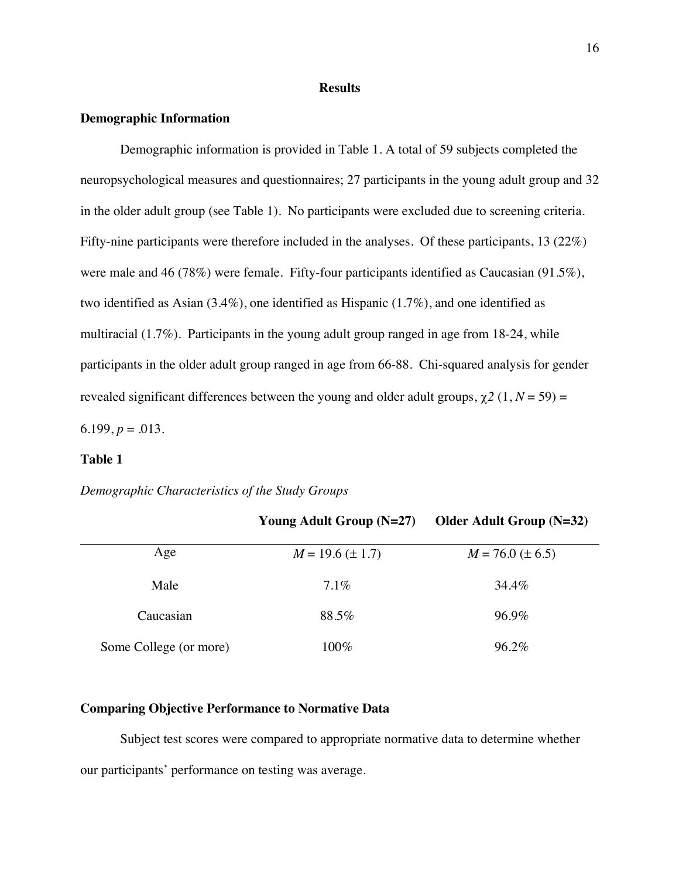# Results

## Demographic Information

Demographic information is provided in Table 1. A total of 59 subjects completed the neuropsychological measures and questionnaires; 27 participants in the young adult group and 32 in the older adult group (see Table 1). No participants were excluded due to screening criteria. Fifty-nine participants were therefore included in the analyses. Of these participants, 13 (22%) were male and 46 (78%) were female. Fifty-four participants identified as Caucasian (91.5%), two identified as Asian (3.4%), one identified as Hispanic (1.7%), and one identified as multiracial (1.7%). Participants in the young adult group ranged in age from 18-24, while participants in the older adult group ranged in age from 66-88. Chi-squared analysis for gender revealed significant differences between the young and older adult groups, $\chi 2$ (1, *N* = 59) = 6.199, *p* = .013.

**Table 1**

*Demographic Characteristics of the Study Groups*

| | **Young Adult Group (N=27)** | **Older Adult Group (N=32)** |
|---|---|---|
| Age | *M* = 19.6 (± 1.7) | *M* = 76.0 (± 6.5) |
| Male | 7.1% | 34.4% |
| Caucasian | 88.5% | 96.9% |
| Some College (or more) | 100% | 96.2% |

## Comparing Objective Performance to Normative Data

Subject test scores were compared to appropriate normative data to determine whether our participants' performance on testing was average.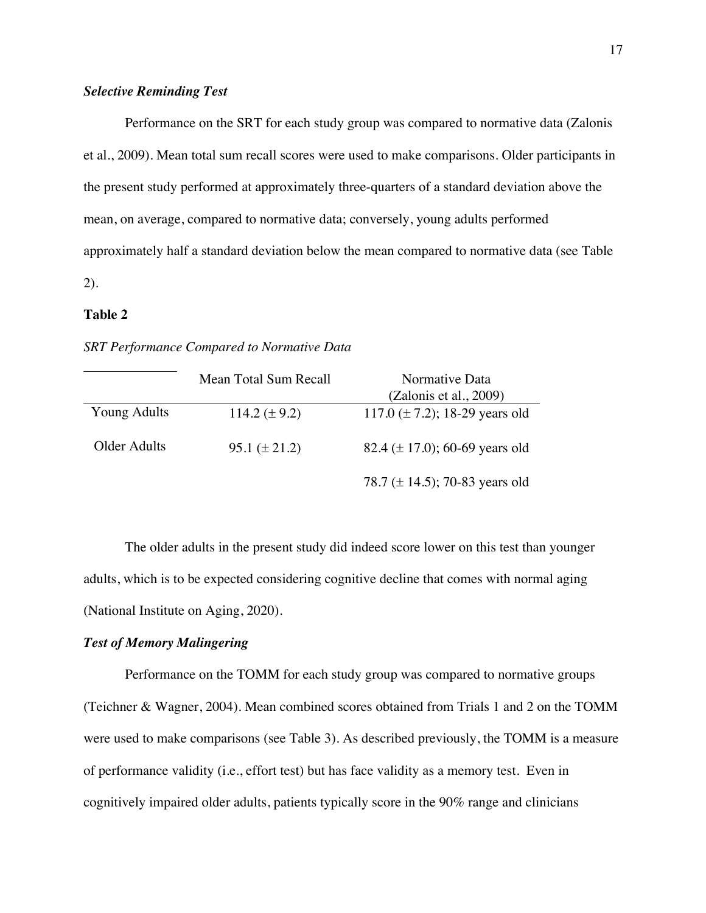### *Selective Reminding Test*

Performance on the SRT for each study group was compared to normative data (Zalonis et al., 2009). Mean total sum recall scores were used to make comparisons. Older participants in the present study performed at approximately three-quarters of a standard deviation above the mean, on average, compared to normative data; conversely, young adults performed approximately half a standard deviation below the mean compared to normative data (see Table 2).

**Table 2**

*SRT Performance Compared to Normative Data*

| | Mean Total Sum Recall | Normative Data (Zalonis et al., 2009) |
|---|---|---|
| Young Adults | 114.2 (± 9.2) | 117.0 (± 7.2); 18-29 years old |
| Older Adults | 95.1 (± 21.2) | 82.4 (± 17.0); 60-69 years old |
| | | 78.7 (± 14.5); 70-83 years old |

The older adults in the present study did indeed score lower on this test than younger adults, which is to be expected considering cognitive decline that comes with normal aging (National Institute on Aging, 2020).

### *Test of Memory Malingering*

Performance on the TOMM for each study group was compared to normative groups (Teichner & Wagner, 2004). Mean combined scores obtained from Trials 1 and 2 on the TOMM were used to make comparisons (see Table 3). As described previously, the TOMM is a measure of performance validity (i.e., effort test) but has face validity as a memory test. Even in cognitively impaired older adults, patients typically score in the 90% range and clinicians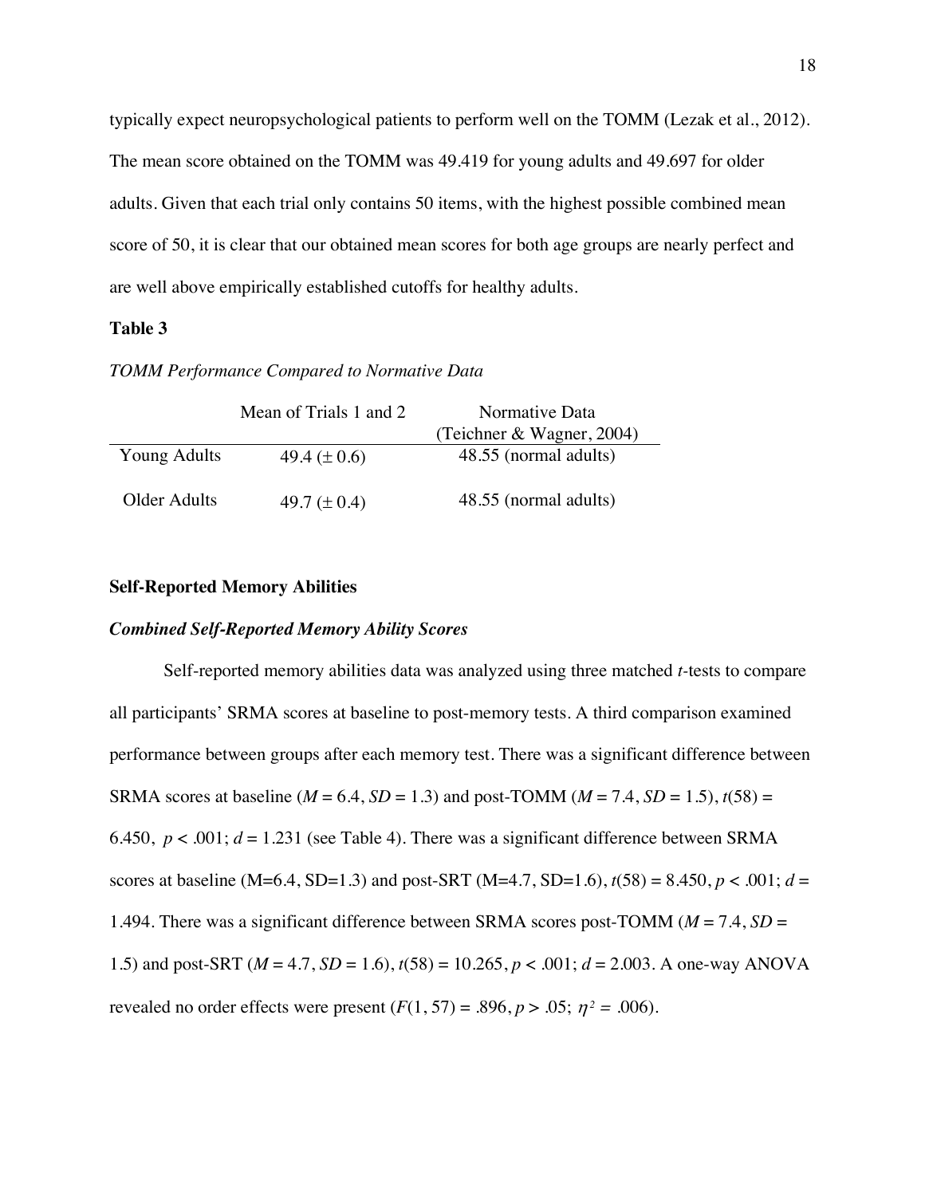typically expect neuropsychological patients to perform well on the TOMM (Lezak et al., 2012). The mean score obtained on the TOMM was 49.419 for young adults and 49.697 for older adults. Given that each trial only contains 50 items, with the highest possible combined mean score of 50, it is clear that our obtained mean scores for both age groups are nearly perfect and are well above empirically established cutoffs for healthy adults.

**Table 3**

*TOMM Performance Compared to Normative Data*

| | Mean of Trials 1 and 2 | Normative Data (Teichner & Wagner, 2004) |
|---|---|---|
| Young Adults | 49.4 ($\pm$ 0.6) | 48.55 (normal adults) |
| Older Adults | 49.7 ($\pm$ 0.4) | 48.55 (normal adults) |

## Self-Reported Memory Abilities

### *Combined Self-Reported Memory Ability Scores*

Self-reported memory abilities data was analyzed using three matched *t*-tests to compare all participants' SRMA scores at baseline to post-memory tests. A third comparison examined performance between groups after each memory test. There was a significant difference between SRMA scores at baseline ($M$ = 6.4, $SD$ = 1.3) and post-TOMM ($M$ = 7.4, $SD$ = 1.5), $t(58)$ = 6.450, $p < .001$; $d$ = 1.231 (see Table 4). There was a significant difference between SRMA scores at baseline (M=6.4, SD=1.3) and post-SRT (M=4.7, SD=1.6), $t(58)$ = 8.450, $p < .001$; $d$ = 1.494. There was a significant difference between SRMA scores post-TOMM ($M$ = 7.4, $SD$ = 1.5) and post-SRT ($M$ = 4.7, $SD$ = 1.6), $t(58)$ = 10.265, $p < .001$; $d$ = 2.003. A one-way ANOVA revealed no order effects were present ($F(1, 57)$ = .896, $p > .05$; $\eta^2$ = .006).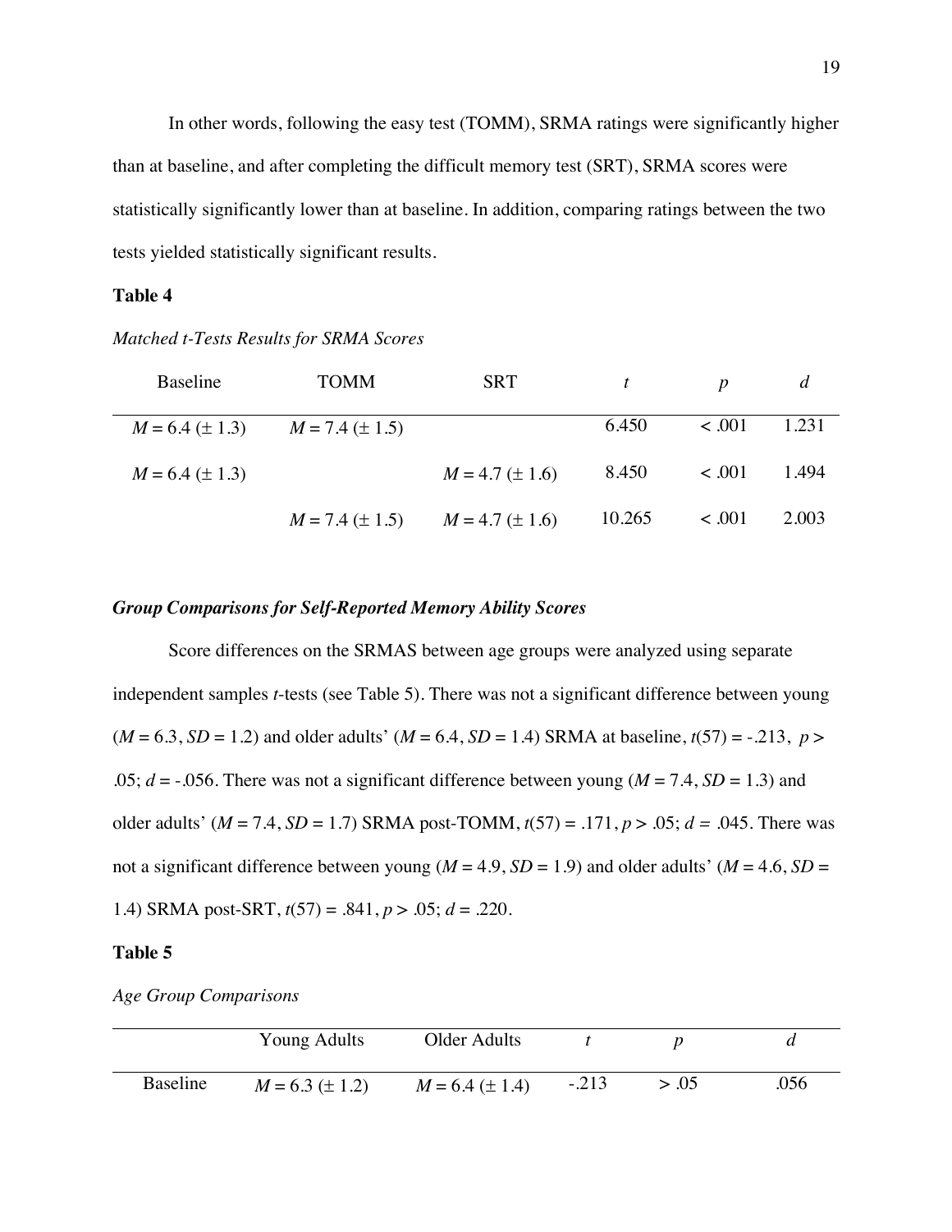In other words, following the easy test (TOMM), SRMA ratings were significantly higher than at baseline, and after completing the difficult memory test (SRT), SRMA scores were statistically significantly lower than at baseline. In addition, comparing ratings between the two tests yielded statistically significant results.

**Table 4**

*Matched t-Tests Results for SRMA Scores*

| Baseline | TOMM | SRT | $t$ | $p$ | $d$ |
|---|---|---|---|---|---|
| $M = 6.4$ ($\pm$ 1.3) | $M = 7.4$ ($\pm$ 1.5) | | 6.450 | < .001 | 1.231 |
| $M = 6.4$ ($\pm$ 1.3) | | $M = 4.7$ ($\pm$ 1.6) | 8.450 | < .001 | 1.494 |
| | $M = 7.4$ ($\pm$ 1.5) | $M = 4.7$ ($\pm$ 1.6) | 10.265 | < .001 | 2.003 |

### *Group Comparisons for Self-Reported Memory Ability Scores*

Score differences on the SRMAS between age groups were analyzed using separate independent samples *t*-tests (see Table 5). There was not a significant difference between young ($M = 6.3$, $SD = 1.2$) and older adults' ($M = 6.4$, $SD = 1.4$) SRMA at baseline, $t(57) = -.213$, $p > .05$; $d = -.056$. There was not a significant difference between young ($M = 7.4$, $SD = 1.3$) and older adults' ($M = 7.4$, $SD = 1.7$) SRMA post-TOMM, $t(57) = .171$, $p > .05$; $d = .045$. There was not a significant difference between young ($M = 4.9$, $SD = 1.9$) and older adults' ($M = 4.6$, $SD = 1.4$) SRMA post-SRT, $t(57) = .841$, $p > .05$; $d = .220$.

**Table 5**

*Age Group Comparisons*

| | Young Adults | Older Adults | $t$ | $p$ | $d$ |
|---|---|---|---|---|---|
| Baseline | $M = 6.3$ ($\pm$ 1.2) | $M = 6.4$ ($\pm$ 1.4) | -.213 | > .05 | .056 |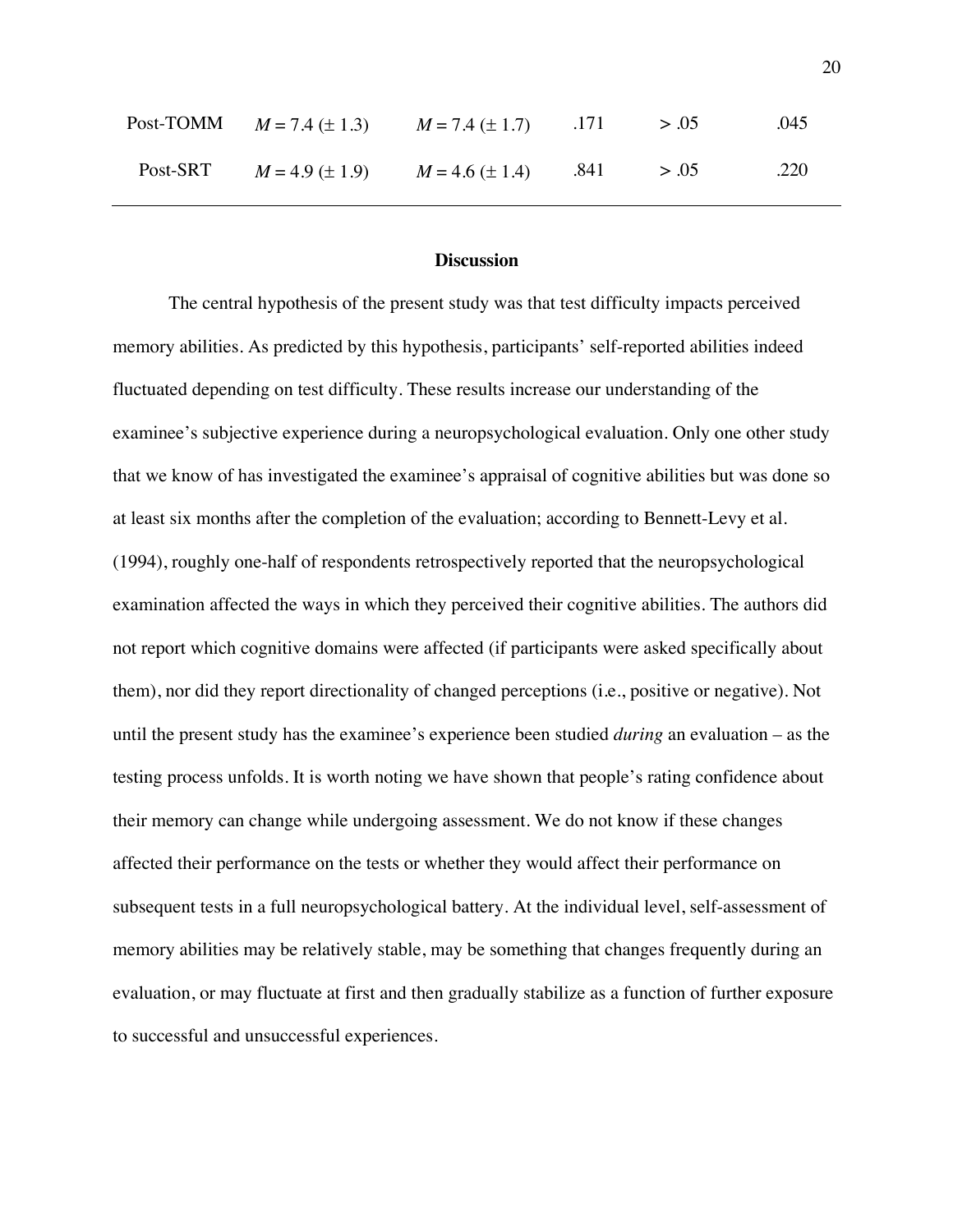| | | | | | |
|---|---|---|---|---|---|
| Post-TOMM | $M = 7.4$ (± 1.3) | $M = 7.4$ (± 1.7) | .171 | > .05 | .045 |
| Post-SRT | $M = 4.9$ (± 1.9) | $M = 4.6$ (± 1.4) | .841 | > .05 | .220 |

## Discussion

The central hypothesis of the present study was that test difficulty impacts perceived memory abilities. As predicted by this hypothesis, participants' self-reported abilities indeed fluctuated depending on test difficulty. These results increase our understanding of the examinee's subjective experience during a neuropsychological evaluation. Only one other study that we know of has investigated the examinee's appraisal of cognitive abilities but was done so at least six months after the completion of the evaluation; according to Bennett-Levy et al. (1994), roughly one-half of respondents retrospectively reported that the neuropsychological examination affected the ways in which they perceived their cognitive abilities. The authors did not report which cognitive domains were affected (if participants were asked specifically about them), nor did they report directionality of changed perceptions (i.e., positive or negative). Not until the present study has the examinee's experience been studied *during* an evaluation – as the testing process unfolds. It is worth noting we have shown that people's rating confidence about their memory can change while undergoing assessment. We do not know if these changes affected their performance on the tests or whether they would affect their performance on subsequent tests in a full neuropsychological battery. At the individual level, self-assessment of memory abilities may be relatively stable, may be something that changes frequently during an evaluation, or may fluctuate at first and then gradually stabilize as a function of further exposure to successful and unsuccessful experiences.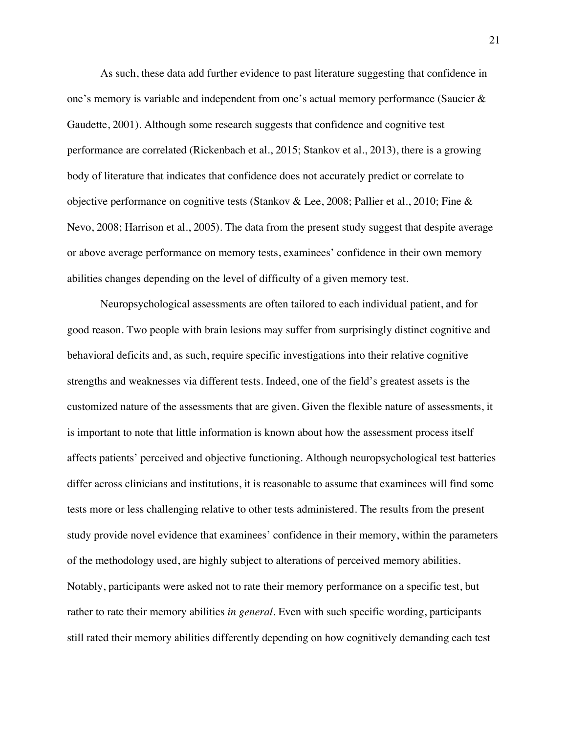As such, these data add further evidence to past literature suggesting that confidence in one's memory is variable and independent from one's actual memory performance (Saucier & Gaudette, 2001). Although some research suggests that confidence and cognitive test performance are correlated (Rickenbach et al., 2015; Stankov et al., 2013), there is a growing body of literature that indicates that confidence does not accurately predict or correlate to objective performance on cognitive tests (Stankov & Lee, 2008; Pallier et al., 2010; Fine & Nevo, 2008; Harrison et al., 2005). The data from the present study suggest that despite average or above average performance on memory tests, examinees' confidence in their own memory abilities changes depending on the level of difficulty of a given memory test.

Neuropsychological assessments are often tailored to each individual patient, and for good reason. Two people with brain lesions may suffer from surprisingly distinct cognitive and behavioral deficits and, as such, require specific investigations into their relative cognitive strengths and weaknesses via different tests. Indeed, one of the field's greatest assets is the customized nature of the assessments that are given. Given the flexible nature of assessments, it is important to note that little information is known about how the assessment process itself affects patients' perceived and objective functioning. Although neuropsychological test batteries differ across clinicians and institutions, it is reasonable to assume that examinees will find some tests more or less challenging relative to other tests administered. The results from the present study provide novel evidence that examinees' confidence in their memory, within the parameters of the methodology used, are highly subject to alterations of perceived memory abilities. Notably, participants were asked not to rate their memory performance on a specific test, but rather to rate their memory abilities *in general*. Even with such specific wording, participants still rated their memory abilities differently depending on how cognitively demanding each test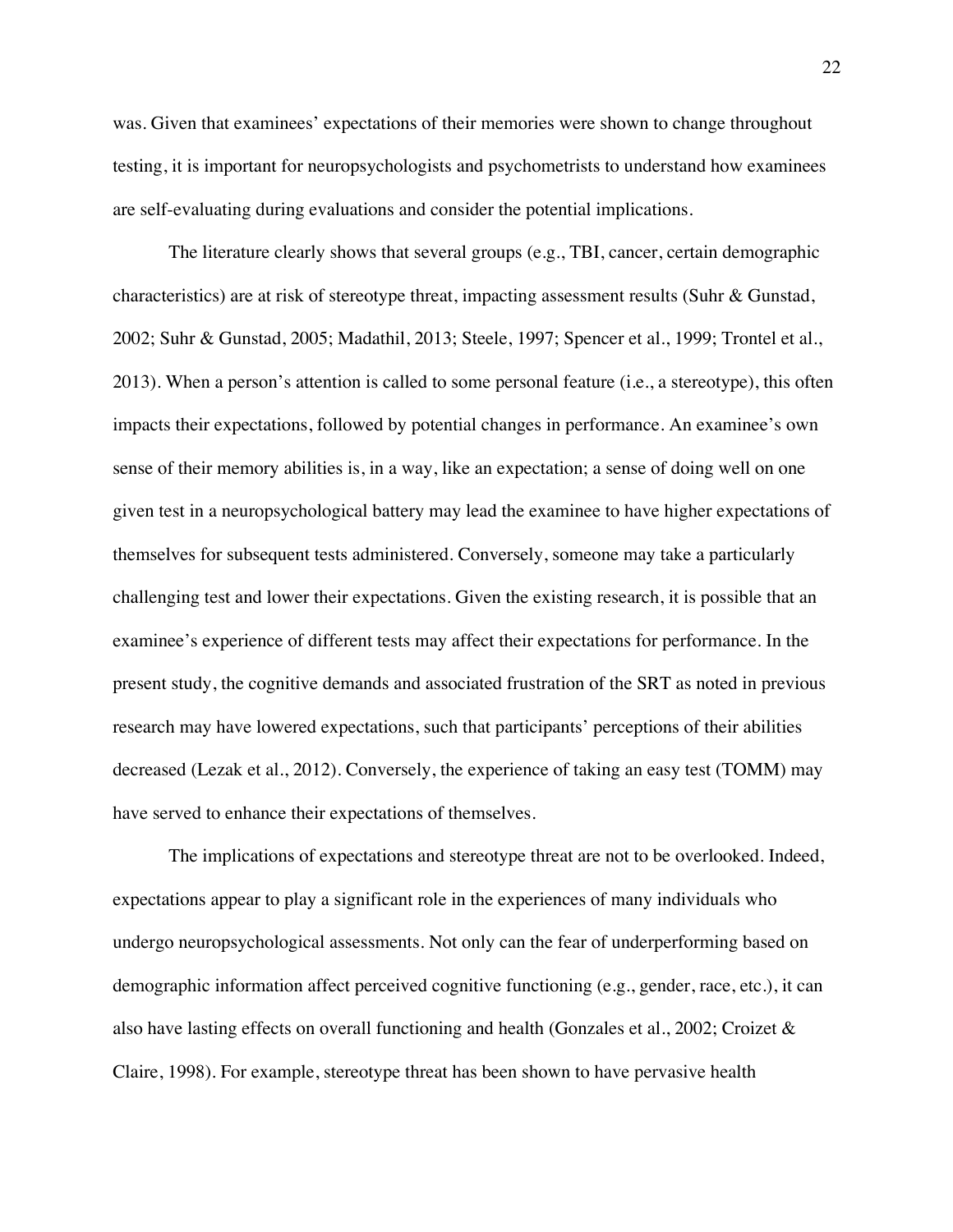was. Given that examinees' expectations of their memories were shown to change throughout testing, it is important for neuropsychologists and psychometrists to understand how examinees are self-evaluating during evaluations and consider the potential implications.

The literature clearly shows that several groups (e.g., TBI, cancer, certain demographic characteristics) are at risk of stereotype threat, impacting assessment results (Suhr & Gunstad, 2002; Suhr & Gunstad, 2005; Madathil, 2013; Steele, 1997; Spencer et al., 1999; Trontel et al., 2013). When a person's attention is called to some personal feature (i.e., a stereotype), this often impacts their expectations, followed by potential changes in performance. An examinee's own sense of their memory abilities is, in a way, like an expectation; a sense of doing well on one given test in a neuropsychological battery may lead the examinee to have higher expectations of themselves for subsequent tests administered. Conversely, someone may take a particularly challenging test and lower their expectations. Given the existing research, it is possible that an examinee's experience of different tests may affect their expectations for performance. In the present study, the cognitive demands and associated frustration of the SRT as noted in previous research may have lowered expectations, such that participants' perceptions of their abilities decreased (Lezak et al., 2012). Conversely, the experience of taking an easy test (TOMM) may have served to enhance their expectations of themselves.

The implications of expectations and stereotype threat are not to be overlooked. Indeed, expectations appear to play a significant role in the experiences of many individuals who undergo neuropsychological assessments. Not only can the fear of underperforming based on demographic information affect perceived cognitive functioning (e.g., gender, race, etc.), it can also have lasting effects on overall functioning and health (Gonzales et al., 2002; Croizet & Claire, 1998). For example, stereotype threat has been shown to have pervasive health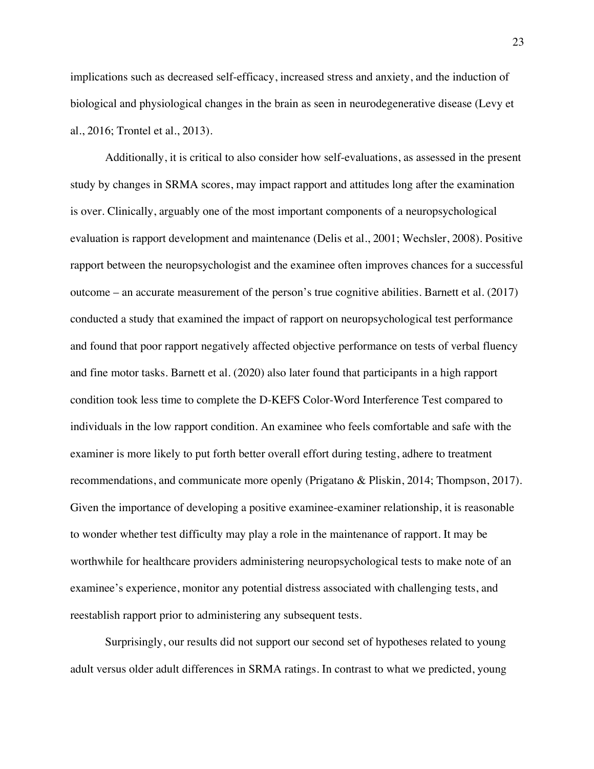implications such as decreased self-efficacy, increased stress and anxiety, and the induction of biological and physiological changes in the brain as seen in neurodegenerative disease (Levy et al., 2016; Trontel et al., 2013).

Additionally, it is critical to also consider how self-evaluations, as assessed in the present study by changes in SRMA scores, may impact rapport and attitudes long after the examination is over. Clinically, arguably one of the most important components of a neuropsychological evaluation is rapport development and maintenance (Delis et al., 2001; Wechsler, 2008). Positive rapport between the neuropsychologist and the examinee often improves chances for a successful outcome – an accurate measurement of the person's true cognitive abilities. Barnett et al. (2017) conducted a study that examined the impact of rapport on neuropsychological test performance and found that poor rapport negatively affected objective performance on tests of verbal fluency and fine motor tasks. Barnett et al. (2020) also later found that participants in a high rapport condition took less time to complete the D-KEFS Color-Word Interference Test compared to individuals in the low rapport condition. An examinee who feels comfortable and safe with the examiner is more likely to put forth better overall effort during testing, adhere to treatment recommendations, and communicate more openly (Prigatano & Pliskin, 2014; Thompson, 2017). Given the importance of developing a positive examinee-examiner relationship, it is reasonable to wonder whether test difficulty may play a role in the maintenance of rapport. It may be worthwhile for healthcare providers administering neuropsychological tests to make note of an examinee's experience, monitor any potential distress associated with challenging tests, and reestablish rapport prior to administering any subsequent tests.

Surprisingly, our results did not support our second set of hypotheses related to young adult versus older adult differences in SRMA ratings. In contrast to what we predicted, young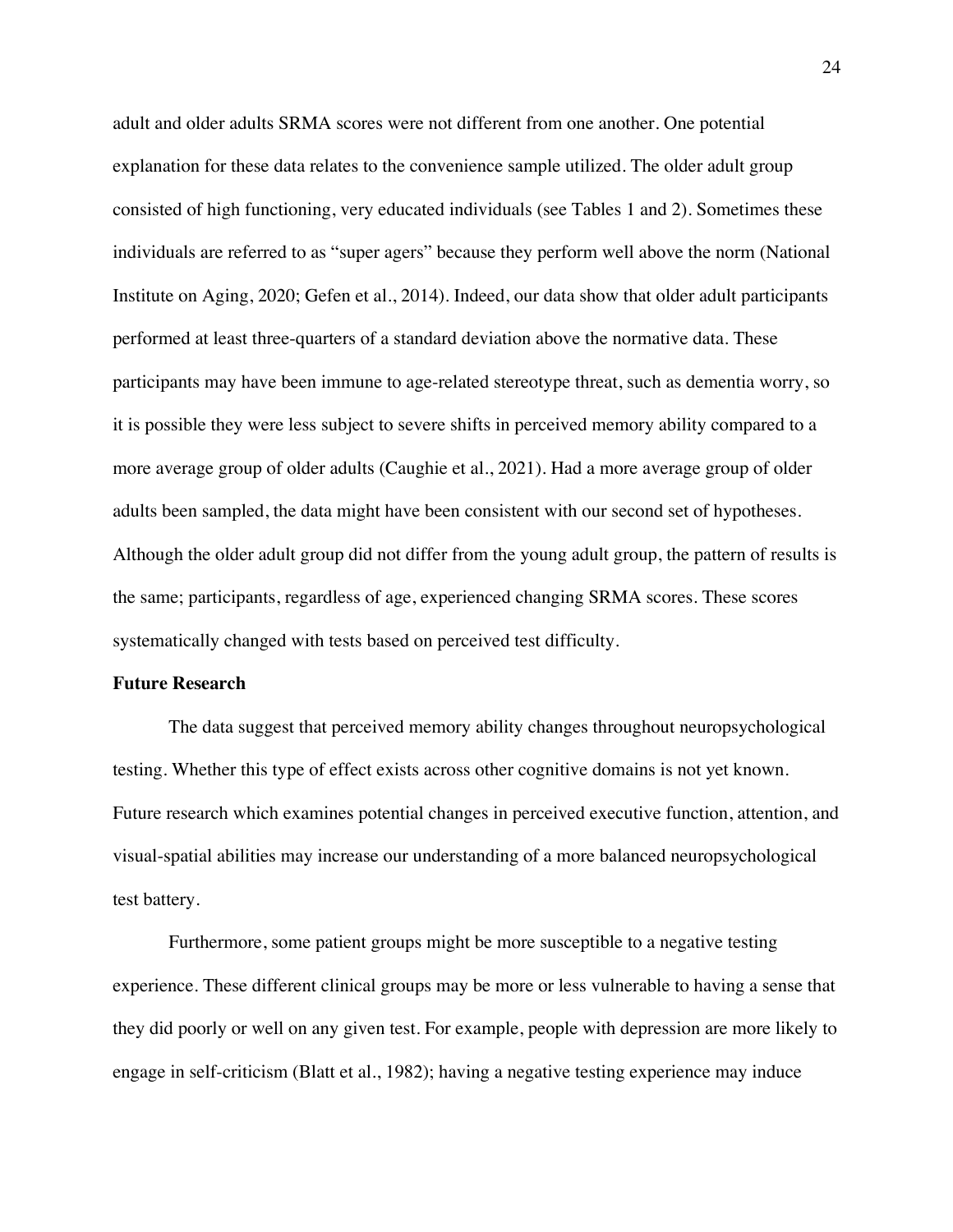adult and older adults SRMA scores were not different from one another. One potential explanation for these data relates to the convenience sample utilized. The older adult group consisted of high functioning, very educated individuals (see Tables 1 and 2). Sometimes these individuals are referred to as "super agers" because they perform well above the norm (National Institute on Aging, 2020; Gefen et al., 2014). Indeed, our data show that older adult participants performed at least three-quarters of a standard deviation above the normative data. These participants may have been immune to age-related stereotype threat, such as dementia worry, so it is possible they were less subject to severe shifts in perceived memory ability compared to a more average group of older adults (Caughie et al., 2021). Had a more average group of older adults been sampled, the data might have been consistent with our second set of hypotheses. Although the older adult group did not differ from the young adult group, the pattern of results is the same; participants, regardless of age, experienced changing SRMA scores. These scores systematically changed with tests based on perceived test difficulty.

**Future Research**

The data suggest that perceived memory ability changes throughout neuropsychological testing. Whether this type of effect exists across other cognitive domains is not yet known. Future research which examines potential changes in perceived executive function, attention, and visual-spatial abilities may increase our understanding of a more balanced neuropsychological test battery.

Furthermore, some patient groups might be more susceptible to a negative testing experience. These different clinical groups may be more or less vulnerable to having a sense that they did poorly or well on any given test. For example, people with depression are more likely to engage in self-criticism (Blatt et al., 1982); having a negative testing experience may induce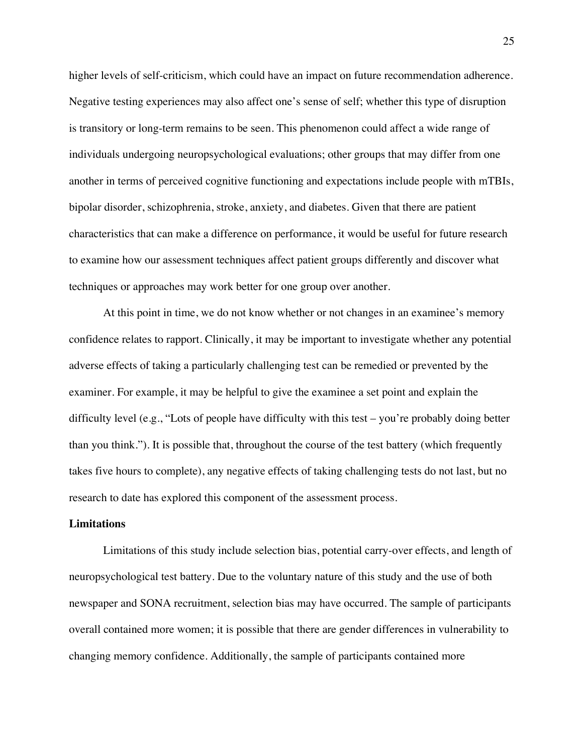higher levels of self-criticism, which could have an impact on future recommendation adherence. Negative testing experiences may also affect one's sense of self; whether this type of disruption is transitory or long-term remains to be seen. This phenomenon could affect a wide range of individuals undergoing neuropsychological evaluations; other groups that may differ from one another in terms of perceived cognitive functioning and expectations include people with mTBIs, bipolar disorder, schizophrenia, stroke, anxiety, and diabetes. Given that there are patient characteristics that can make a difference on performance, it would be useful for future research to examine how our assessment techniques affect patient groups differently and discover what techniques or approaches may work better for one group over another.

At this point in time, we do not know whether or not changes in an examinee's memory confidence relates to rapport. Clinically, it may be important to investigate whether any potential adverse effects of taking a particularly challenging test can be remedied or prevented by the examiner. For example, it may be helpful to give the examinee a set point and explain the difficulty level (e.g., "Lots of people have difficulty with this test – you're probably doing better than you think."). It is possible that, throughout the course of the test battery (which frequently takes five hours to complete), any negative effects of taking challenging tests do not last, but no research to date has explored this component of the assessment process.

**Limitations**

Limitations of this study include selection bias, potential carry-over effects, and length of neuropsychological test battery. Due to the voluntary nature of this study and the use of both newspaper and SONA recruitment, selection bias may have occurred. The sample of participants overall contained more women; it is possible that there are gender differences in vulnerability to changing memory confidence. Additionally, the sample of participants contained more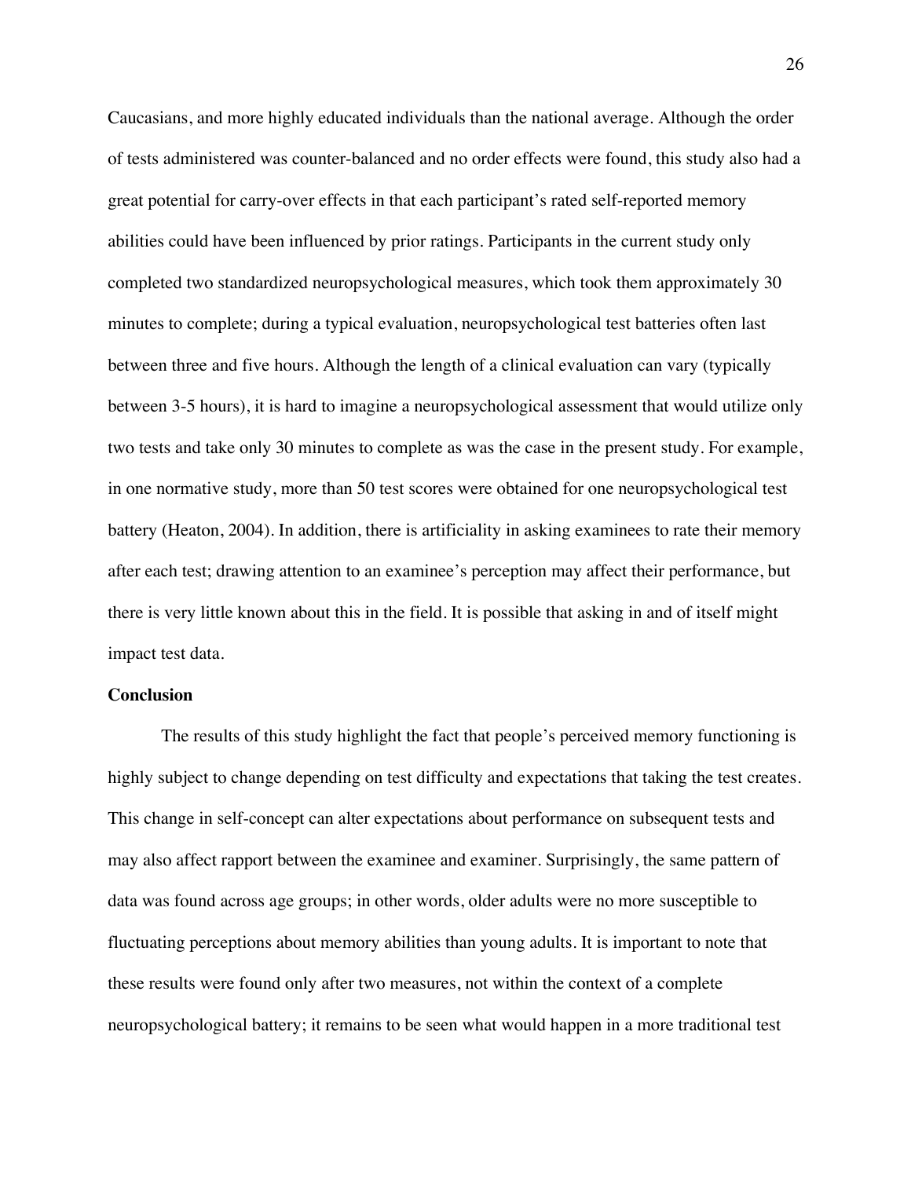Caucasians, and more highly educated individuals than the national average. Although the order of tests administered was counter-balanced and no order effects were found, this study also had a great potential for carry-over effects in that each participant's rated self-reported memory abilities could have been influenced by prior ratings. Participants in the current study only completed two standardized neuropsychological measures, which took them approximately 30 minutes to complete; during a typical evaluation, neuropsychological test batteries often last between three and five hours. Although the length of a clinical evaluation can vary (typically between 3-5 hours), it is hard to imagine a neuropsychological assessment that would utilize only two tests and take only 30 minutes to complete as was the case in the present study. For example, in one normative study, more than 50 test scores were obtained for one neuropsychological test battery (Heaton, 2004). In addition, there is artificiality in asking examinees to rate their memory after each test; drawing attention to an examinee's perception may affect their performance, but there is very little known about this in the field. It is possible that asking in and of itself might impact test data.

**Conclusion**

The results of this study highlight the fact that people's perceived memory functioning is highly subject to change depending on test difficulty and expectations that taking the test creates. This change in self-concept can alter expectations about performance on subsequent tests and may also affect rapport between the examinee and examiner. Surprisingly, the same pattern of data was found across age groups; in other words, older adults were no more susceptible to fluctuating perceptions about memory abilities than young adults. It is important to note that these results were found only after two measures, not within the context of a complete neuropsychological battery; it remains to be seen what would happen in a more traditional test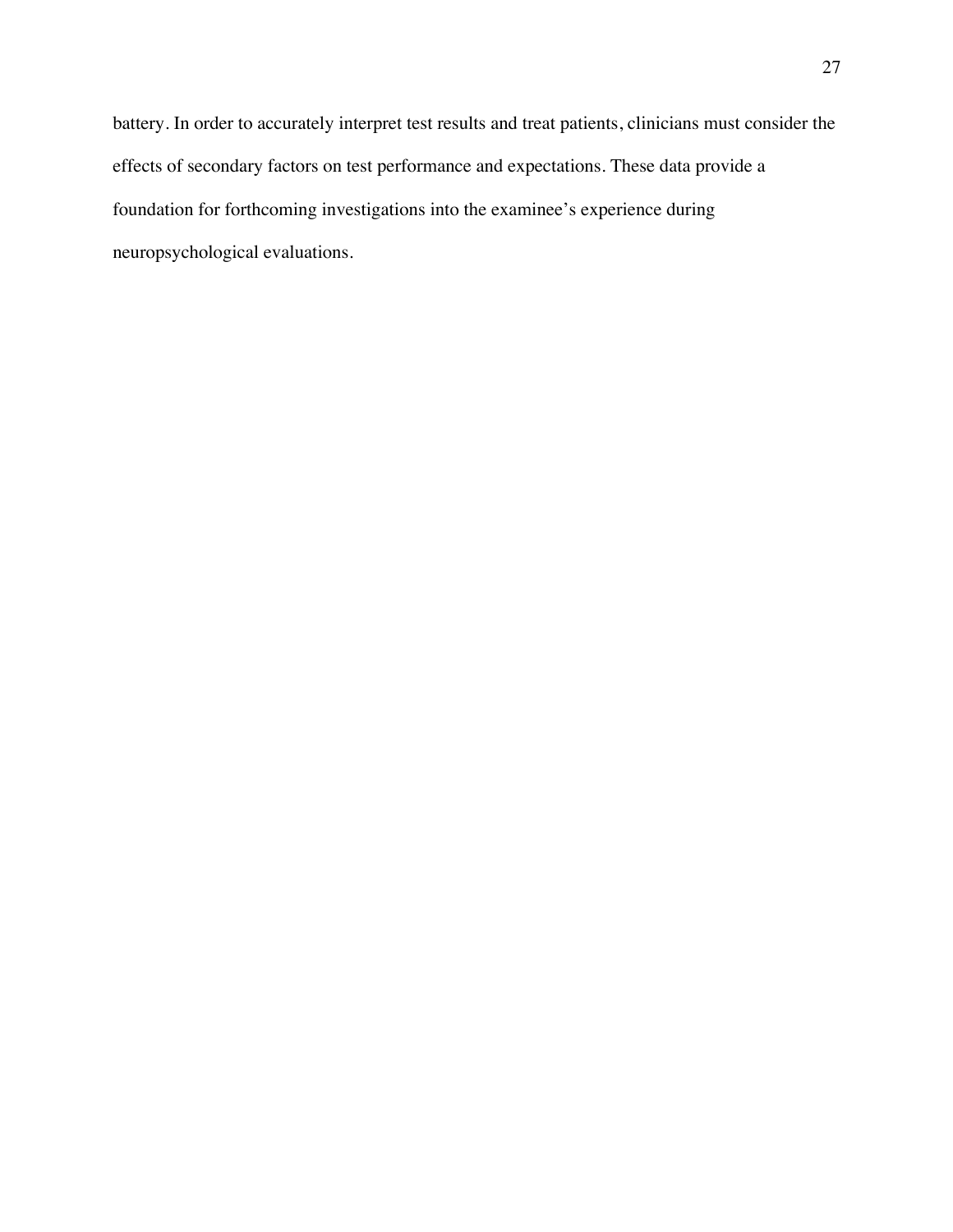battery. In order to accurately interpret test results and treat patients, clinicians must consider the effects of secondary factors on test performance and expectations. These data provide a foundation for forthcoming investigations into the examinee's experience during neuropsychological evaluations.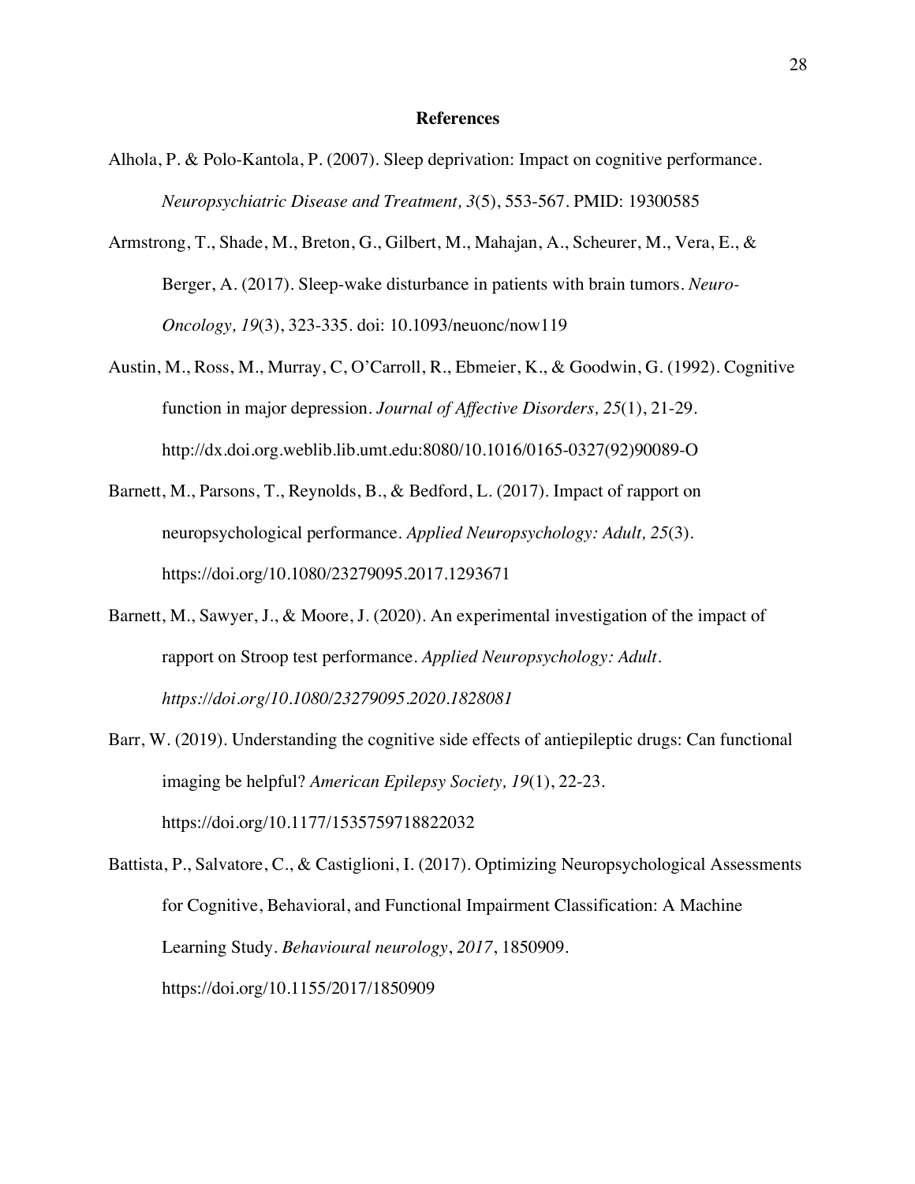# References

Alhola, P. & Polo-Kantola, P. (2007). Sleep deprivation: Impact on cognitive performance. *Neuropsychiatric Disease and Treatment, 3*(5), 553-567. PMID: 19300585

Armstrong, T., Shade, M., Breton, G., Gilbert, M., Mahajan, A., Scheurer, M., Vera, E., & Berger, A. (2017). Sleep-wake disturbance in patients with brain tumors. *Neuro-Oncology, 19*(3), 323-335. doi: 10.1093/neuonc/now119

Austin, M., Ross, M., Murray, C, O'Carroll, R., Ebmeier, K., & Goodwin, G. (1992). Cognitive function in major depression. *Journal of Affective Disorders, 25*(1), 21-29. http://dx.doi.org.weblib.lib.umt.edu:8080/10.1016/0165-0327(92)90089-O

Barnett, M., Parsons, T., Reynolds, B., & Bedford, L. (2017). Impact of rapport on neuropsychological performance. *Applied Neuropsychology: Adult, 25*(3). https://doi.org/10.1080/23279095.2017.1293671

Barnett, M., Sawyer, J., & Moore, J. (2020). An experimental investigation of the impact of rapport on Stroop test performance. *Applied Neuropsychology: Adult. https://doi.org/10.1080/23279095.2020.1828081*

Barr, W. (2019). Understanding the cognitive side effects of antiepileptic drugs: Can functional imaging be helpful? *American Epilepsy Society, 19*(1), 22-23. https://doi.org/10.1177/1535759718822032

Battista, P., Salvatore, C., & Castiglioni, I. (2017). Optimizing Neuropsychological Assessments for Cognitive, Behavioral, and Functional Impairment Classification: A Machine Learning Study. *Behavioural neurology*, *2017*, 1850909. https://doi.org/10.1155/2017/1850909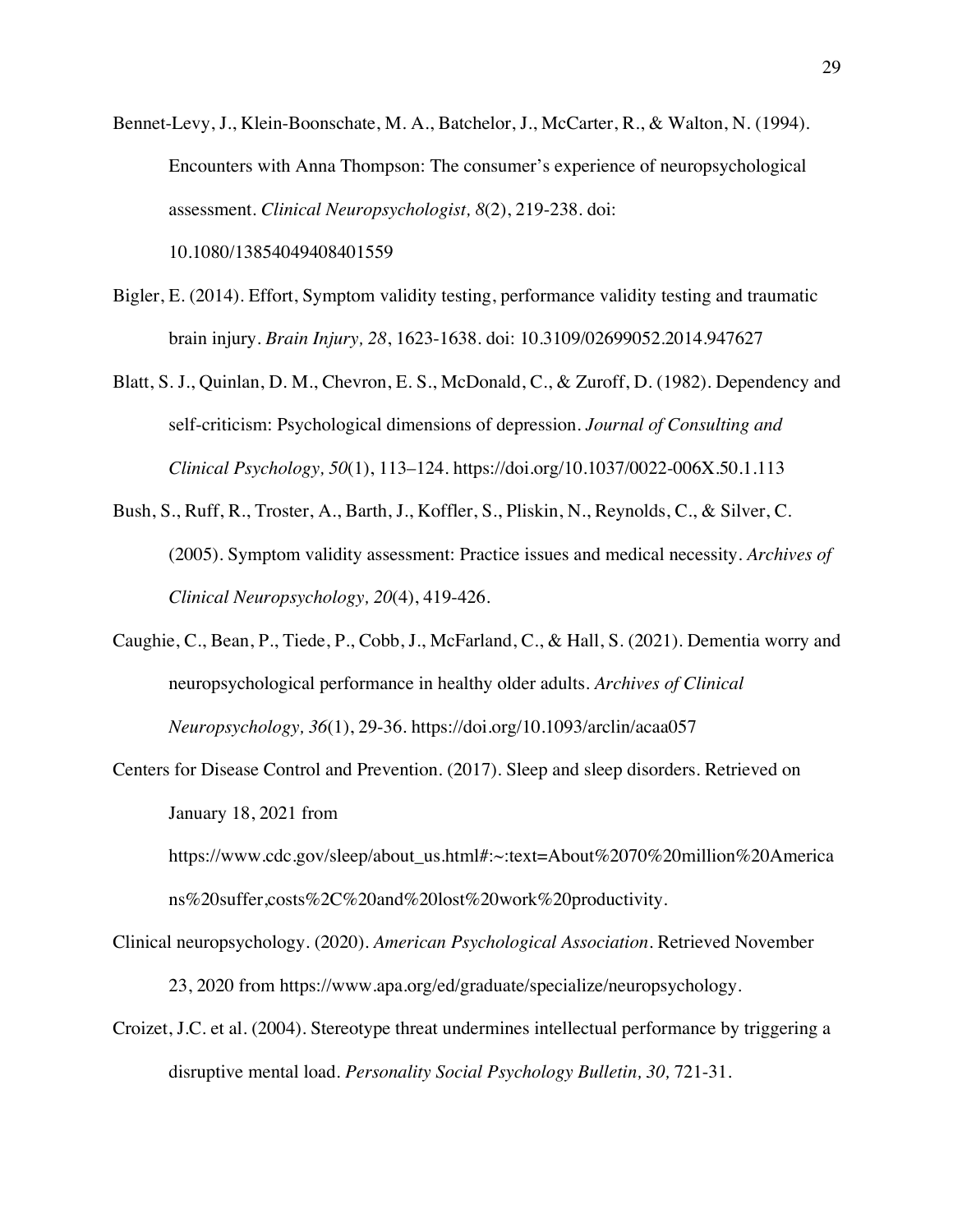Bennet-Levy, J., Klein-Boonschate, M. A., Batchelor, J., McCarter, R., & Walton, N. (1994). Encounters with Anna Thompson: The consumer's experience of neuropsychological assessment. *Clinical Neuropsychologist, 8*(2), 219-238. doi: 10.1080/13854049408401559

Bigler, E. (2014). Effort, Symptom validity testing, performance validity testing and traumatic brain injury. *Brain Injury, 28*, 1623-1638. doi: 10.3109/02699052.2014.947627

Blatt, S. J., Quinlan, D. M., Chevron, E. S., McDonald, C., & Zuroff, D. (1982). Dependency and self-criticism: Psychological dimensions of depression. *Journal of Consulting and Clinical Psychology, 50*(1), 113–124. https://doi.org/10.1037/0022-006X.50.1.113

Bush, S., Ruff, R., Troster, A., Barth, J., Koffler, S., Pliskin, N., Reynolds, C., & Silver, C. (2005). Symptom validity assessment: Practice issues and medical necessity. *Archives of Clinical Neuropsychology, 20*(4), 419-426.

Caughie, C., Bean, P., Tiede, P., Cobb, J., McFarland, C., & Hall, S. (2021). Dementia worry and neuropsychological performance in healthy older adults. *Archives of Clinical Neuropsychology, 36*(1), 29-36. https://doi.org/10.1093/arclin/acaa057

Centers for Disease Control and Prevention. (2017). Sleep and sleep disorders. Retrieved on January 18, 2021 from https://www.cdc.gov/sleep/about_us.html#:~:text=About%2070%20million%20Americans%20suffer,costs%2C%20and%20lost%20work%20productivity.

Clinical neuropsychology. (2020). *American Psychological Association*. Retrieved November 23, 2020 from https://www.apa.org/ed/graduate/specialize/neuropsychology.

Croizet, J.C. et al. (2004). Stereotype threat undermines intellectual performance by triggering a disruptive mental load. *Personality Social Psychology Bulletin, 30,* 721-31.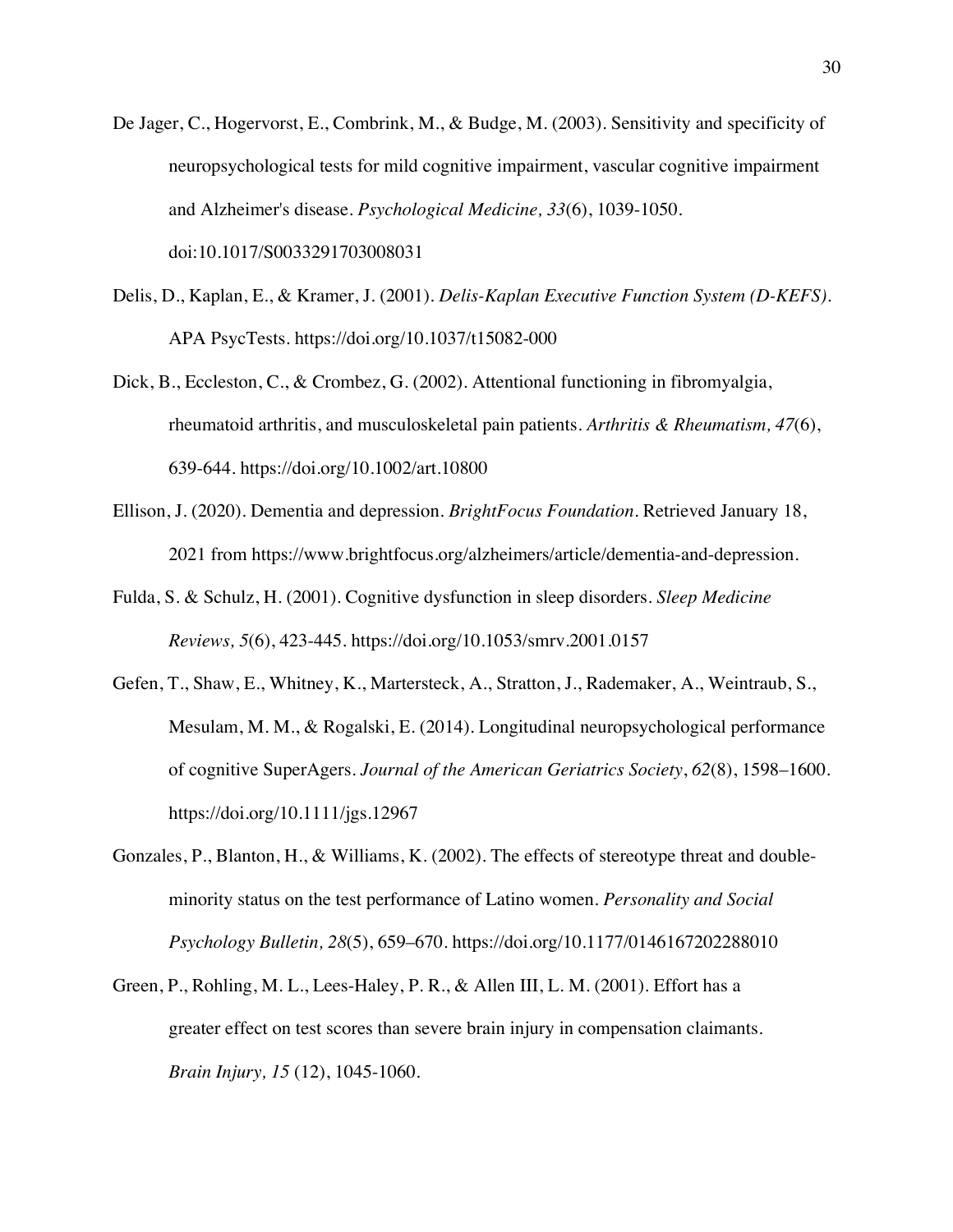De Jager, C., Hogervorst, E., Combrink, M., & Budge, M. (2003). Sensitivity and specificity of neuropsychological tests for mild cognitive impairment, vascular cognitive impairment and Alzheimer's disease. *Psychological Medicine, 33*(6), 1039-1050. doi:10.1017/S0033291703008031

Delis, D., Kaplan, E., & Kramer, J. (2001). *Delis-Kaplan Executive Function System (D-KEFS)*. APA PsycTests. https://doi.org/10.1037/t15082-000

Dick, B., Eccleston, C., & Crombez, G. (2002). Attentional functioning in fibromyalgia, rheumatoid arthritis, and musculoskeletal pain patients. *Arthritis & Rheumatism, 47*(6), 639-644. https://doi.org/10.1002/art.10800

Ellison, J. (2020). Dementia and depression. *BrightFocus Foundation*. Retrieved January 18, 2021 from https://www.brightfocus.org/alzheimers/article/dementia-and-depression.

Fulda, S. & Schulz, H. (2001). Cognitive dysfunction in sleep disorders. *Sleep Medicine Reviews, 5*(6), 423-445. https://doi.org/10.1053/smrv.2001.0157

Gefen, T., Shaw, E., Whitney, K., Martersteck, A., Stratton, J., Rademaker, A., Weintraub, S., Mesulam, M. M., & Rogalski, E. (2014). Longitudinal neuropsychological performance of cognitive SuperAgers. *Journal of the American Geriatrics Society*, *62*(8), 1598–1600. https://doi.org/10.1111/jgs.12967

Gonzales, P., Blanton, H., & Williams, K. (2002). The effects of stereotype threat and double-minority status on the test performance of Latino women. *Personality and Social Psychology Bulletin, 28*(5), 659–670. https://doi.org/10.1177/0146167202288010

Green, P., Rohling, M. L., Lees-Haley, P. R., & Allen III, L. M. (2001). Effort has a greater effect on test scores than severe brain injury in compensation claimants. *Brain Injury, 15* (12), 1045-1060.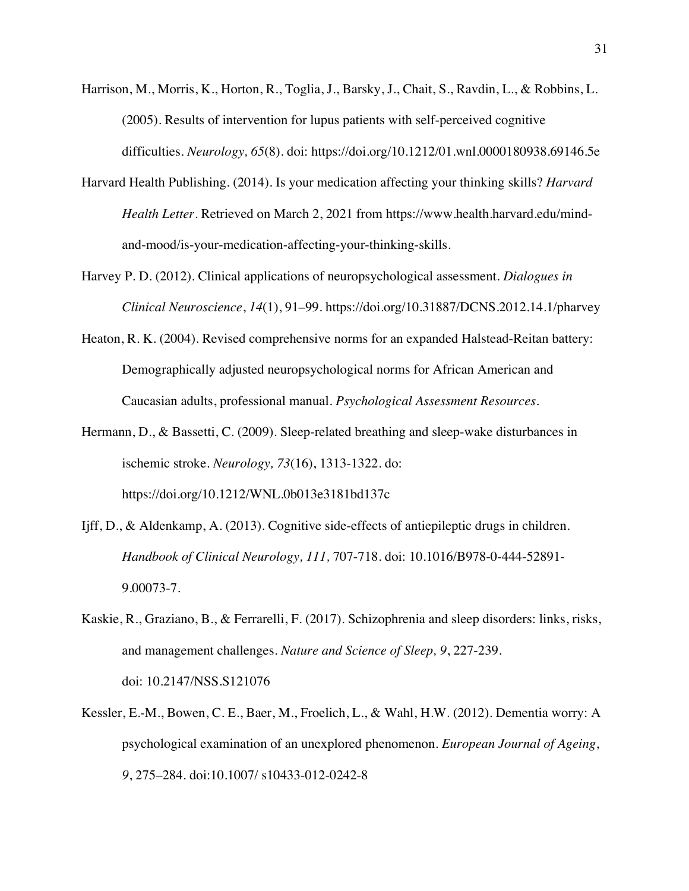Harrison, M., Morris, K., Horton, R., Toglia, J., Barsky, J., Chait, S., Ravdin, L., & Robbins, L. (2005). Results of intervention for lupus patients with self-perceived cognitive difficulties. *Neurology, 65*(8). doi: https://doi.org/10.1212/01.wnl.0000180938.69146.5e

Harvard Health Publishing. (2014). Is your medication affecting your thinking skills? *Harvard Health Letter*. Retrieved on March 2, 2021 from https://www.health.harvard.edu/mind-and-mood/is-your-medication-affecting-your-thinking-skills.

Harvey P. D. (2012). Clinical applications of neuropsychological assessment. *Dialogues in Clinical Neuroscience*, *14*(1), 91–99. https://doi.org/10.31887/DCNS.2012.14.1/pharvey

Heaton, R. K. (2004). Revised comprehensive norms for an expanded Halstead-Reitan battery: Demographically adjusted neuropsychological norms for African American and Caucasian adults, professional manual. *Psychological Assessment Resources*.

Hermann, D., & Bassetti, C. (2009). Sleep-related breathing and sleep-wake disturbances in ischemic stroke. *Neurology, 73*(16), 1313-1322. do: https://doi.org/10.1212/WNL.0b013e3181bd137c

Ijff, D., & Aldenkamp, A. (2013). Cognitive side-effects of antiepileptic drugs in children. *Handbook of Clinical Neurology, 111,* 707-718. doi: 10.1016/B978-0-444-52891-9.00073-7.

Kaskie, R., Graziano, B., & Ferrarelli, F. (2017). Schizophrenia and sleep disorders: links, risks, and management challenges. *Nature and Science of Sleep, 9*, 227-239. doi: 10.2147/NSS.S121076

Kessler, E.-M., Bowen, C. E., Baer, M., Froelich, L., & Wahl, H.W. (2012). Dementia worry: A psychological examination of an unexplored phenomenon. *European Journal of Ageing*, *9*, 275–284. doi:10.1007/ s10433-012-0242-8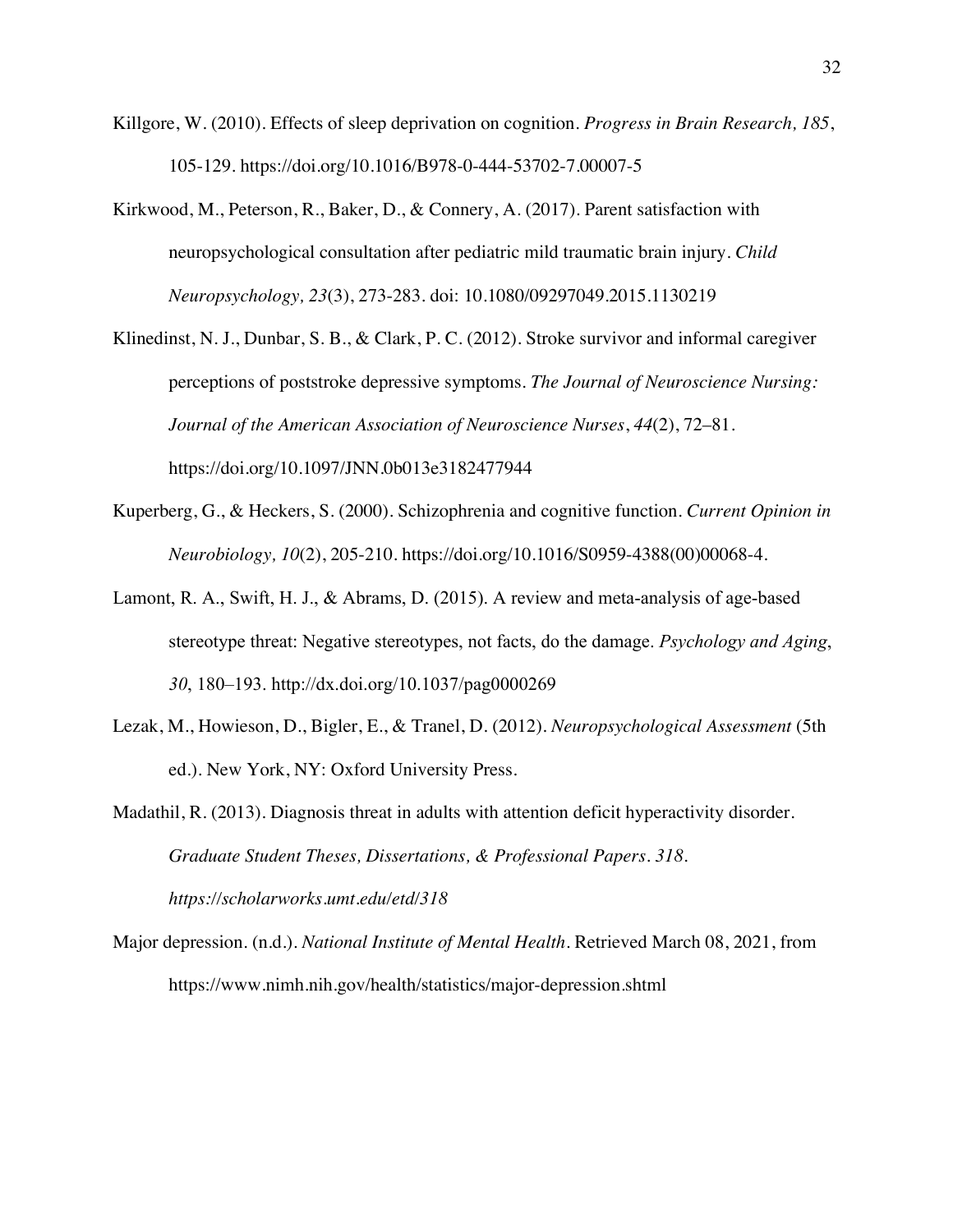Killgore, W. (2010). Effects of sleep deprivation on cognition. *Progress in Brain Research, 185*, 105-129. https://doi.org/10.1016/B978-0-444-53702-7.00007-5

Kirkwood, M., Peterson, R., Baker, D., & Connery, A. (2017). Parent satisfaction with neuropsychological consultation after pediatric mild traumatic brain injury. *Child Neuropsychology, 23*(3), 273-283. doi: 10.1080/09297049.2015.1130219

Klinedinst, N. J., Dunbar, S. B., & Clark, P. C. (2012). Stroke survivor and informal caregiver perceptions of poststroke depressive symptoms. *The Journal of Neuroscience Nursing: Journal of the American Association of Neuroscience Nurses*, *44*(2), 72–81. https://doi.org/10.1097/JNN.0b013e3182477944

Kuperberg, G., & Heckers, S. (2000). Schizophrenia and cognitive function. *Current Opinion in Neurobiology, 10*(2), 205-210. https://doi.org/10.1016/S0959-4388(00)00068-4.

Lamont, R. A., Swift, H. J., & Abrams, D. (2015). A review and meta-analysis of age-based stereotype threat: Negative stereotypes, not facts, do the damage. *Psychology and Aging*, *30*, 180–193. http://dx.doi.org/10.1037/pag0000269

Lezak, M., Howieson, D., Bigler, E., & Tranel, D. (2012). *Neuropsychological Assessment* (5th ed.). New York, NY: Oxford University Press.

Madathil, R. (2013). Diagnosis threat in adults with attention deficit hyperactivity disorder. *Graduate Student Theses, Dissertations, & Professional Papers. 318. https://scholarworks.umt.edu/etd/318*

Major depression. (n.d.). *National Institute of Mental Health*. Retrieved March 08, 2021, from https://www.nimh.nih.gov/health/statistics/major-depression.shtml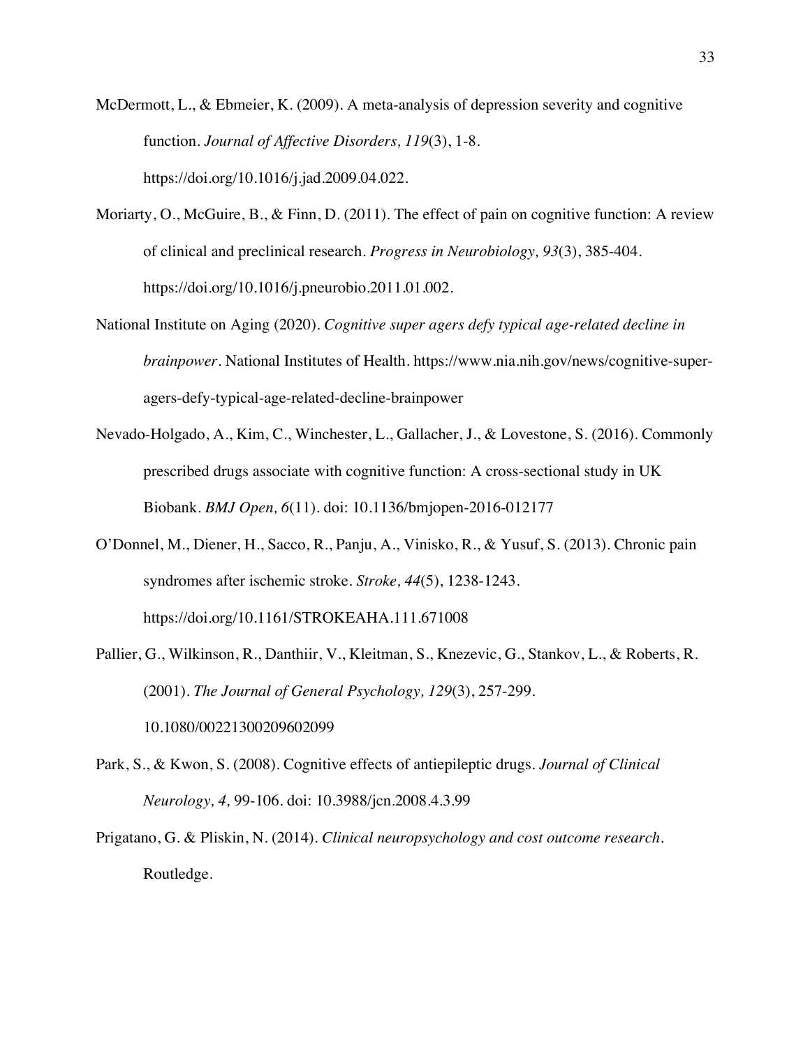McDermott, L., & Ebmeier, K. (2009). A meta-analysis of depression severity and cognitive function. *Journal of Affective Disorders, 119*(3), 1-8. https://doi.org/10.1016/j.jad.2009.04.022.

Moriarty, O., McGuire, B., & Finn, D. (2011). The effect of pain on cognitive function: A review of clinical and preclinical research. *Progress in Neurobiology, 93*(3), 385-404. https://doi.org/10.1016/j.pneurobio.2011.01.002.

National Institute on Aging (2020). *Cognitive super agers defy typical age-related decline in brainpower*. National Institutes of Health. https://www.nia.nih.gov/news/cognitive-super-agers-defy-typical-age-related-decline-brainpower

Nevado-Holgado, A., Kim, C., Winchester, L., Gallacher, J., & Lovestone, S. (2016). Commonly prescribed drugs associate with cognitive function: A cross-sectional study in UK Biobank. *BMJ Open, 6*(11). doi: 10.1136/bmjopen-2016-012177

O'Donnel, M., Diener, H., Sacco, R., Panju, A., Vinisko, R., & Yusuf, S. (2013). Chronic pain syndromes after ischemic stroke. *Stroke, 44*(5), 1238-1243. https://doi.org/10.1161/STROKEAHA.111.671008

Pallier, G., Wilkinson, R., Danthiir, V., Kleitman, S., Knezevic, G., Stankov, L., & Roberts, R. (2001). *The Journal of General Psychology, 129*(3), 257-299. 10.1080/00221300209602099

Park, S., & Kwon, S. (2008). Cognitive effects of antiepileptic drugs. *Journal of Clinical Neurology, 4,* 99-106. doi: 10.3988/jcn.2008.4.3.99

Prigatano, G. & Pliskin, N. (2014). *Clinical neuropsychology and cost outcome research*. Routledge.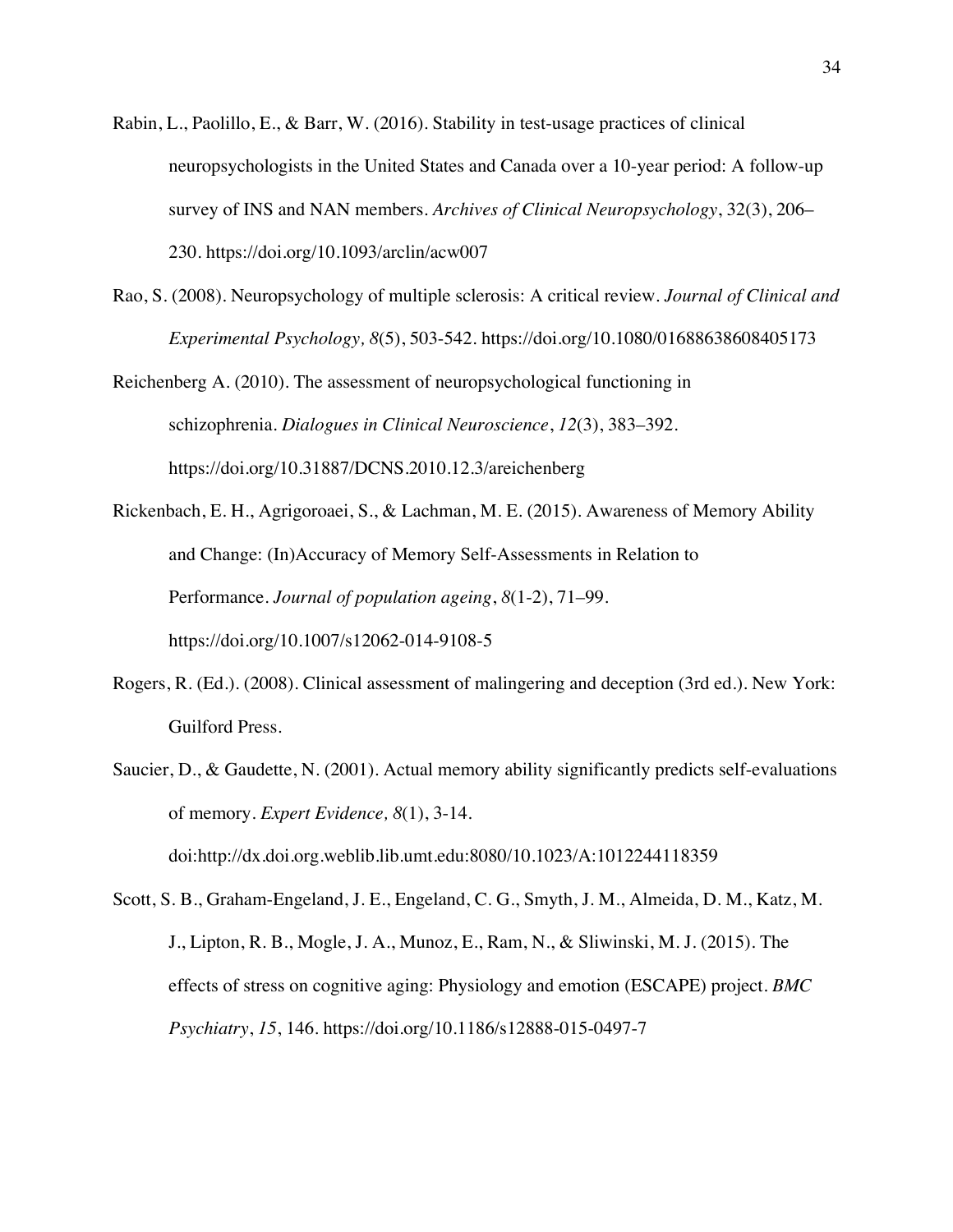Rabin, L., Paolillo, E., & Barr, W. (2016). Stability in test-usage practices of clinical neuropsychologists in the United States and Canada over a 10-year period: A follow-up survey of INS and NAN members. *Archives of Clinical Neuropsychology*, 32(3), 206–230. https://doi.org/10.1093/arclin/acw007

Rao, S. (2008). Neuropsychology of multiple sclerosis: A critical review. *Journal of Clinical and Experimental Psychology, 8*(5), 503-542. https://doi.org/10.1080/01688638608405173

Reichenberg A. (2010). The assessment of neuropsychological functioning in schizophrenia. *Dialogues in Clinical Neuroscience*, *12*(3), 383–392. https://doi.org/10.31887/DCNS.2010.12.3/areichenberg

Rickenbach, E. H., Agrigoroaei, S., & Lachman, M. E. (2015). Awareness of Memory Ability and Change: (In)Accuracy of Memory Self-Assessments in Relation to Performance. *Journal of population ageing*, *8*(1-2), 71–99. https://doi.org/10.1007/s12062-014-9108-5

Rogers, R. (Ed.). (2008). Clinical assessment of malingering and deception (3rd ed.). New York: Guilford Press.

Saucier, D., & Gaudette, N. (2001). Actual memory ability significantly predicts self-evaluations of memory. *Expert Evidence, 8*(1), 3-14. doi:http://dx.doi.org.weblib.lib.umt.edu:8080/10.1023/A:1012244118359

Scott, S. B., Graham-Engeland, J. E., Engeland, C. G., Smyth, J. M., Almeida, D. M., Katz, M. J., Lipton, R. B., Mogle, J. A., Munoz, E., Ram, N., & Sliwinski, M. J. (2015). The effects of stress on cognitive aging: Physiology and emotion (ESCAPE) project. *BMC Psychiatry*, *15*, 146. https://doi.org/10.1186/s12888-015-0497-7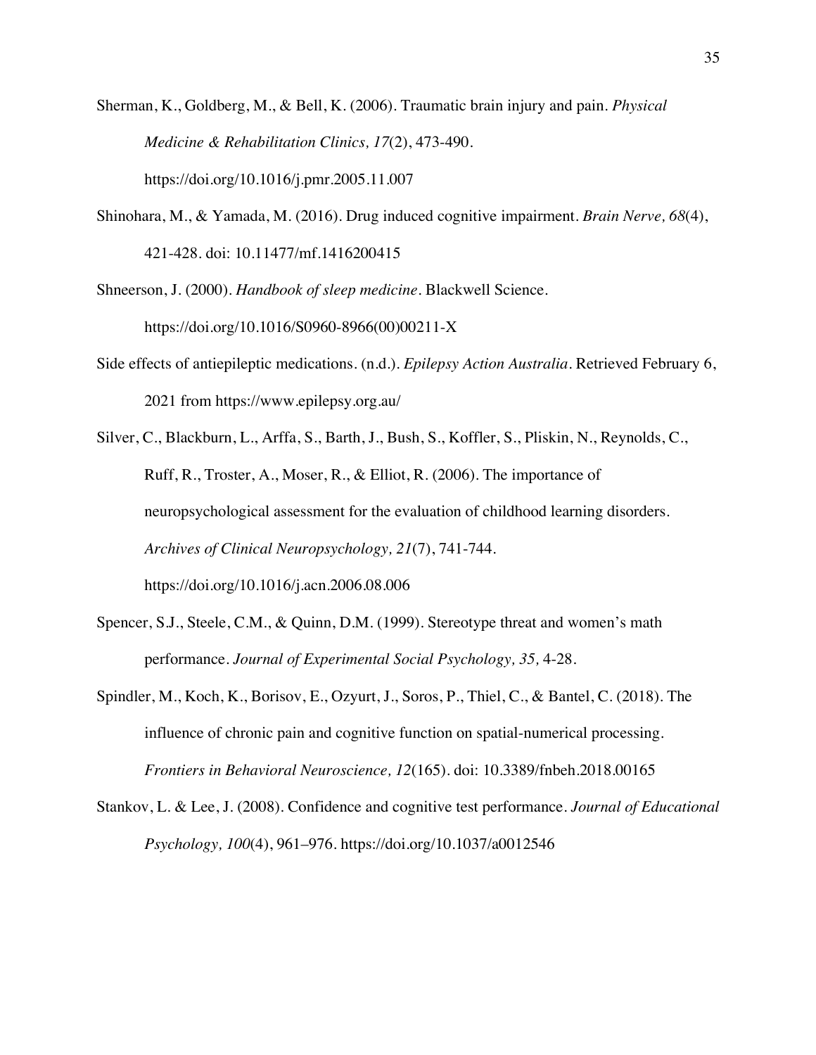Sherman, K., Goldberg, M., & Bell, K. (2006). Traumatic brain injury and pain. *Physical Medicine & Rehabilitation Clinics, 17*(2), 473-490. https://doi.org/10.1016/j.pmr.2005.11.007

Shinohara, M., & Yamada, M. (2016). Drug induced cognitive impairment. *Brain Nerve, 68*(4), 421-428. doi: 10.11477/mf.1416200415

Shneerson, J. (2000). *Handbook of sleep medicine*. Blackwell Science. https://doi.org/10.1016/S0960-8966(00)00211-X

Side effects of antiepileptic medications. (n.d.). *Epilepsy Action Australia*. Retrieved February 6, 2021 from https://www.epilepsy.org.au/

Silver, C., Blackburn, L., Arffa, S., Barth, J., Bush, S., Koffler, S., Pliskin, N., Reynolds, C., Ruff, R., Troster, A., Moser, R., & Elliot, R. (2006). The importance of neuropsychological assessment for the evaluation of childhood learning disorders. *Archives of Clinical Neuropsychology, 21*(7), 741-744. https://doi.org/10.1016/j.acn.2006.08.006

Spencer, S.J., Steele, C.M., & Quinn, D.M. (1999). Stereotype threat and women's math performance. *Journal of Experimental Social Psychology, 35,* 4-28.

Spindler, M., Koch, K., Borisov, E., Ozyurt, J., Soros, P., Thiel, C., & Bantel, C. (2018). The influence of chronic pain and cognitive function on spatial-numerical processing. *Frontiers in Behavioral Neuroscience, 12*(165). doi: 10.3389/fnbeh.2018.00165

Stankov, L. & Lee, J. (2008). Confidence and cognitive test performance. *Journal of Educational Psychology, 100*(4), 961–976. https://doi.org/10.1037/a0012546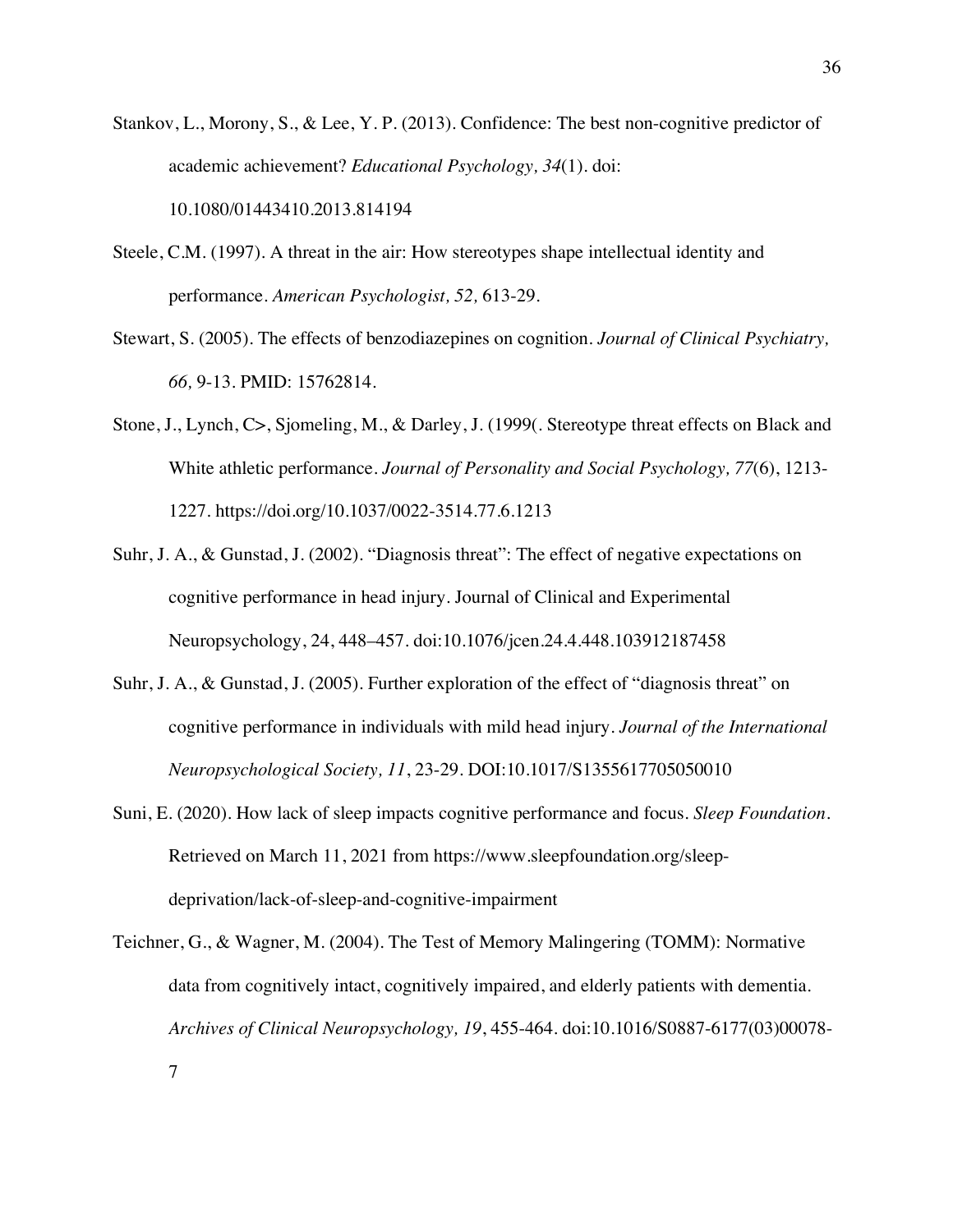Stankov, L., Morony, S., & Lee, Y. P. (2013). Confidence: The best non-cognitive predictor of academic achievement? *Educational Psychology, 34*(1). doi: 10.1080/01443410.2013.814194

Steele, C.M. (1997). A threat in the air: How stereotypes shape intellectual identity and performance. *American Psychologist, 52,* 613-29.

Stewart, S. (2005). The effects of benzodiazepines on cognition. *Journal of Clinical Psychiatry, 66,* 9-13. PMID: 15762814.

Stone, J., Lynch, C>, Sjomeling, M., & Darley, J. (1999(. Stereotype threat effects on Black and White athletic performance. *Journal of Personality and Social Psychology, 77*(6), 1213-1227. https://doi.org/10.1037/0022-3514.77.6.1213

Suhr, J. A., & Gunstad, J. (2002). "Diagnosis threat": The effect of negative expectations on cognitive performance in head injury. Journal of Clinical and Experimental Neuropsychology, 24, 448–457. doi:10.1076/jcen.24.4.448.103912187458

Suhr, J. A., & Gunstad, J. (2005). Further exploration of the effect of "diagnosis threat" on cognitive performance in individuals with mild head injury. *Journal of the International Neuropsychological Society, 11*, 23-29. DOI:10.1017/S1355617705050010

Suni, E. (2020). How lack of sleep impacts cognitive performance and focus. *Sleep Foundation*. Retrieved on March 11, 2021 from https://www.sleepfoundation.org/sleep-deprivation/lack-of-sleep-and-cognitive-impairment

Teichner, G., & Wagner, M. (2004). The Test of Memory Malingering (TOMM): Normative data from cognitively intact, cognitively impaired, and elderly patients with dementia. *Archives of Clinical Neuropsychology, 19*, 455-464. doi:10.1016/S0887-6177(03)00078-7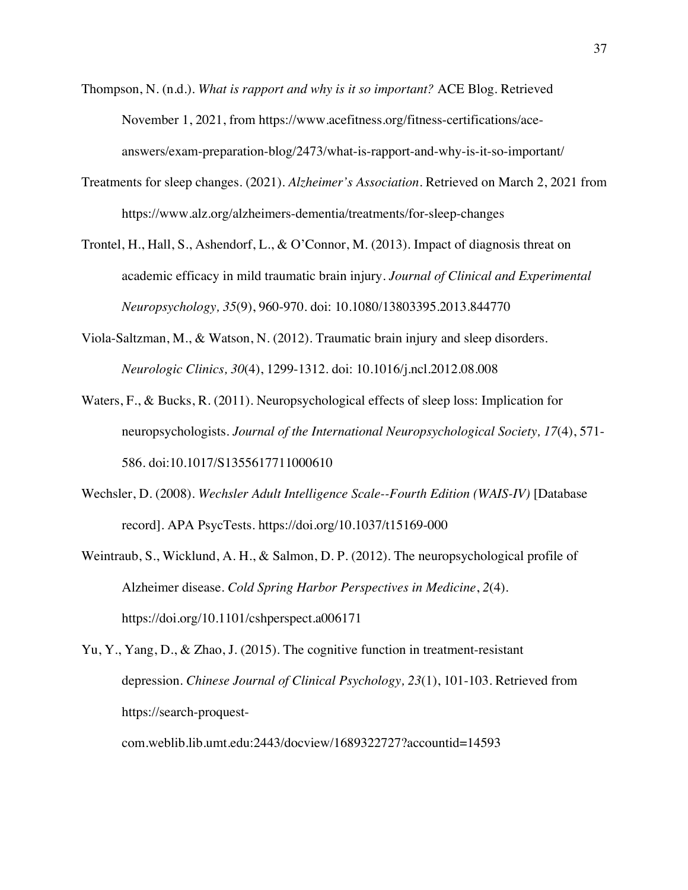Thompson, N. (n.d.). *What is rapport and why is it so important?* ACE Blog. Retrieved November 1, 2021, from https://www.acefitness.org/fitness-certifications/ace-answers/exam-preparation-blog/2473/what-is-rapport-and-why-is-it-so-important/

Treatments for sleep changes. (2021). *Alzheimer's Association*. Retrieved on March 2, 2021 from https://www.alz.org/alzheimers-dementia/treatments/for-sleep-changes

Trontel, H., Hall, S., Ashendorf, L., & O'Connor, M. (2013). Impact of diagnosis threat on academic efficacy in mild traumatic brain injury. *Journal of Clinical and Experimental Neuropsychology, 35*(9), 960-970. doi: 10.1080/13803395.2013.844770

Viola-Saltzman, M., & Watson, N. (2012). Traumatic brain injury and sleep disorders. *Neurologic Clinics, 30*(4), 1299-1312. doi: 10.1016/j.ncl.2012.08.008

Waters, F., & Bucks, R. (2011). Neuropsychological effects of sleep loss: Implication for neuropsychologists. *Journal of the International Neuropsychological Society, 17*(4), 571-586. doi:10.1017/S1355617711000610

Wechsler, D. (2008). *Wechsler Adult Intelligence Scale--Fourth Edition (WAIS-IV)* [Database record]. APA PsycTests. https://doi.org/10.1037/t15169-000

Weintraub, S., Wicklund, A. H., & Salmon, D. P. (2012). The neuropsychological profile of Alzheimer disease. *Cold Spring Harbor Perspectives in Medicine*, *2*(4). https://doi.org/10.1101/cshperspect.a006171

Yu, Y., Yang, D., & Zhao, J. (2015). The cognitive function in treatment-resistant depression. *Chinese Journal of Clinical Psychology, 23*(1), 101-103. Retrieved from https://search-proquest-com.weblib.lib.umt.edu:2443/docview/1689322727?accountid=14593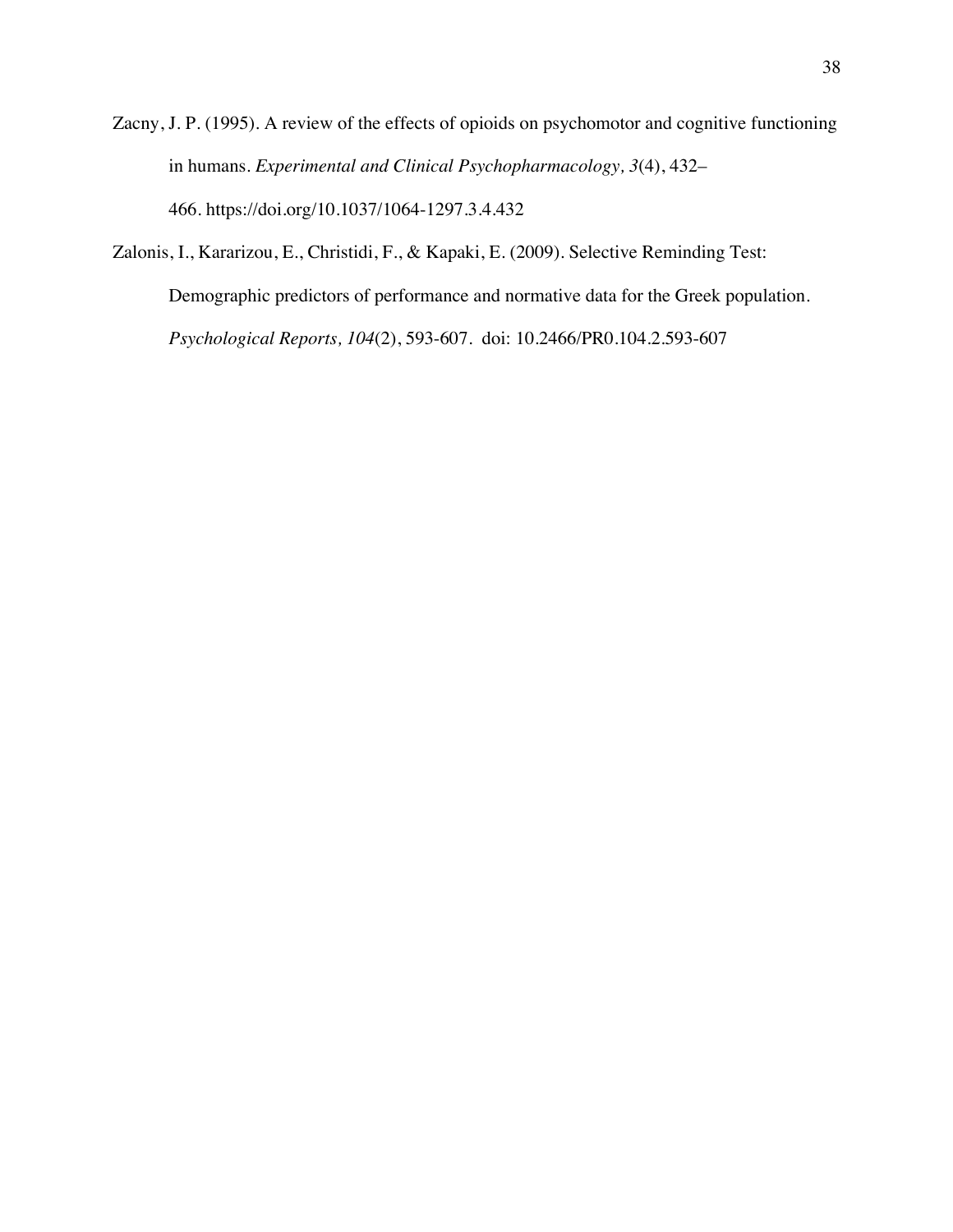Zacny, J. P. (1995). A review of the effects of opioids on psychomotor and cognitive functioning in humans. *Experimental and Clinical Psychopharmacology, 3*(4), 432–466. https://doi.org/10.1037/1064-1297.3.4.432

Zalonis, I., Kararizou, E., Christidi, F., & Kapaki, E. (2009). Selective Reminding Test: Demographic predictors of performance and normative data for the Greek population. *Psychological Reports, 104*(2), 593-607. doi: 10.2466/PR0.104.2.593-607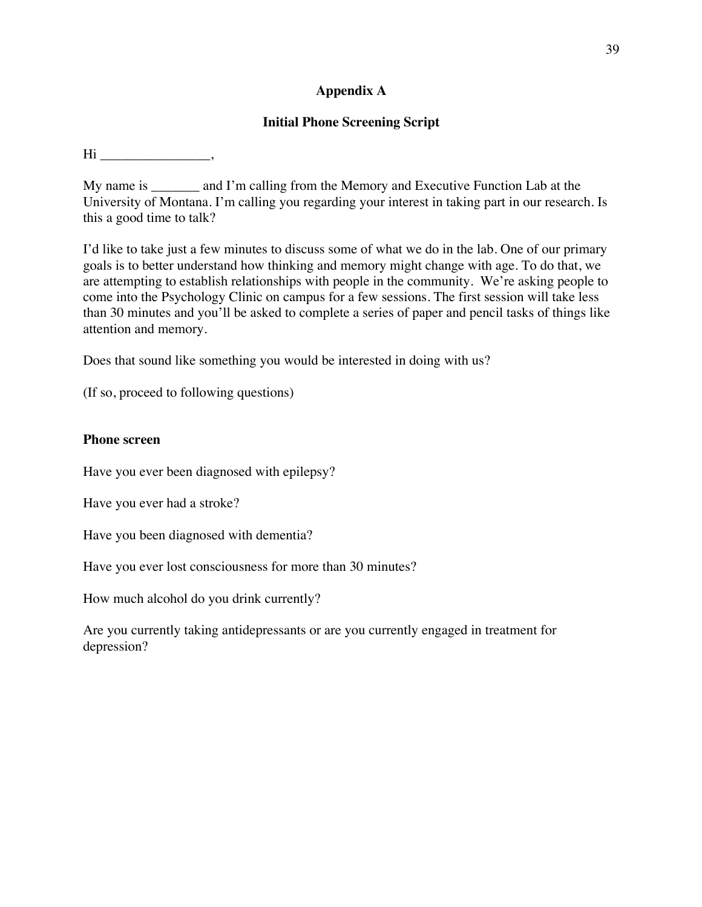# Appendix A

## Initial Phone Screening Script

Hi ________________,

My name is _______ and I'm calling from the Memory and Executive Function Lab at the University of Montana. I'm calling you regarding your interest in taking part in our research. Is this a good time to talk?

I'd like to take just a few minutes to discuss some of what we do in the lab. One of our primary goals is to better understand how thinking and memory might change with age. To do that, we are attempting to establish relationships with people in the community. We're asking people to come into the Psychology Clinic on campus for a few sessions. The first session will take less than 30 minutes and you'll be asked to complete a series of paper and pencil tasks of things like attention and memory.

Does that sound like something you would be interested in doing with us?

(If so, proceed to following questions)

**Phone screen**

Have you ever been diagnosed with epilepsy?

Have you ever had a stroke?

Have you been diagnosed with dementia?

Have you ever lost consciousness for more than 30 minutes?

How much alcohol do you drink currently?

Are you currently taking antidepressants or are you currently engaged in treatment for depression?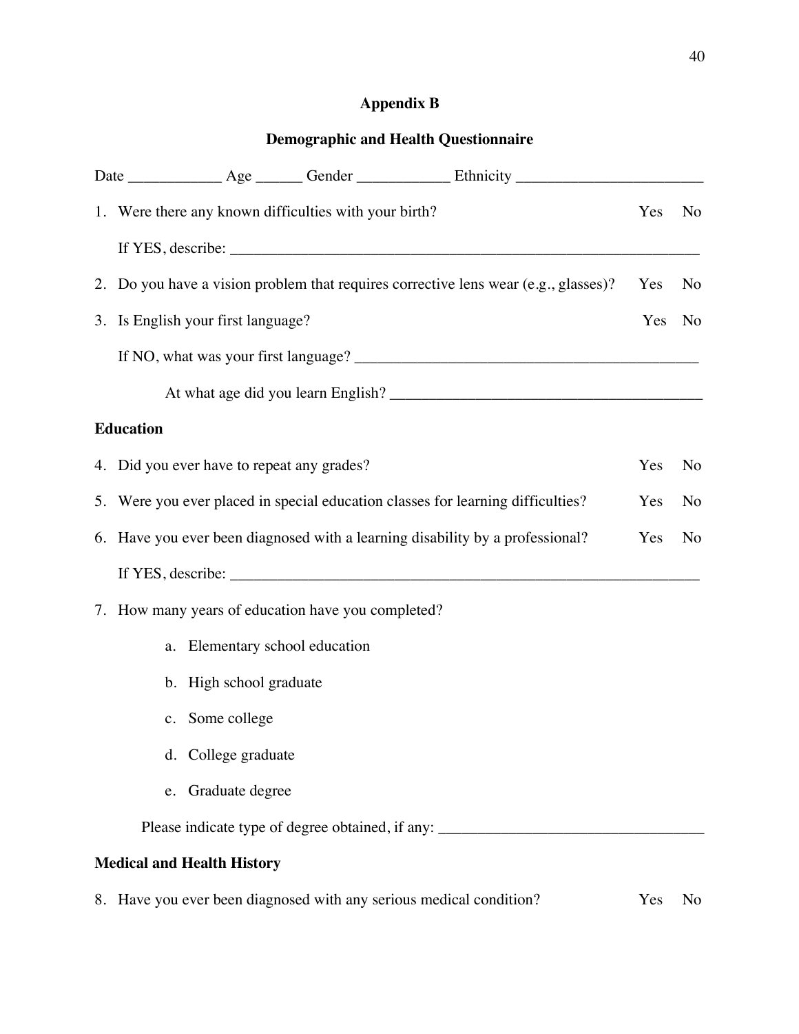## Appendix B

## Demographic and Health Questionnaire

Date ____________ Age ______ Gender ____________ Ethnicity ________________________

1. Were there any known difficulties with your birth? Yes No

   If YES, describe: ______________________________________________________________

2. Do you have a vision problem that requires corrective lens wear (e.g., glasses)? Yes No

3. Is English your first language? Yes No

   If NO, what was your first language? ____________________________________________

   At what age did you learn English? ________________________________________

**Education**

4. Did you ever have to repeat any grades? Yes No

5. Were you ever placed in special education classes for learning difficulties? Yes No

6. Have you ever been diagnosed with a learning disability by a professional? Yes No

   If YES, describe: ______________________________________________________________

7. How many years of education have you completed?

   a. Elementary school education

   b. High school graduate

   c. Some college

   d. College graduate

   e. Graduate degree

   Please indicate type of degree obtained, if any: __________________________________

**Medical and Health History**

8. Have you ever been diagnosed with any serious medical condition? Yes No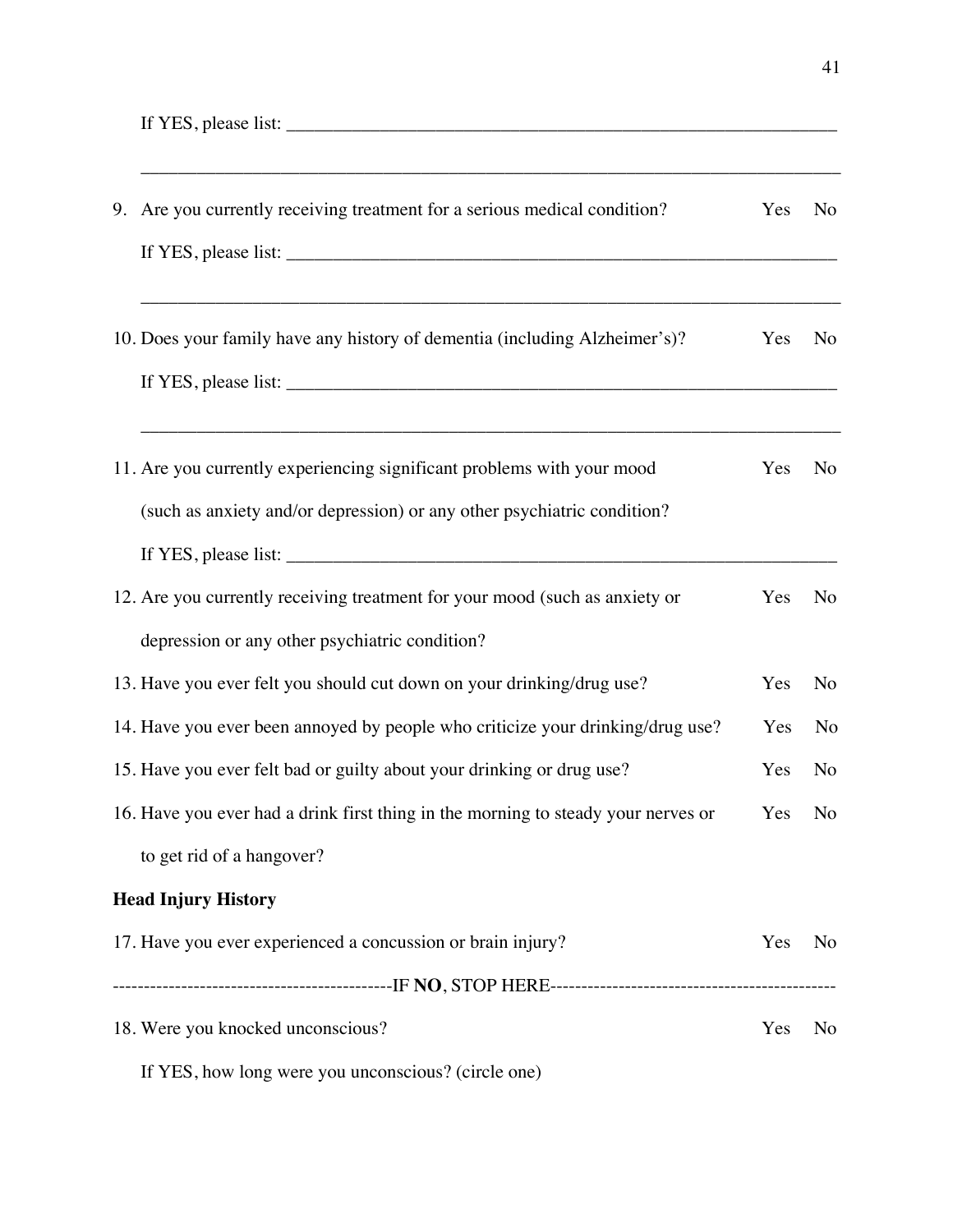If YES, please list: ______________________________________________________________

_____________________________________________________________________________

9. Are you currently receiving treatment for a serious medical condition? Yes No

   If YES, please list: ______________________________________________________________

   _____________________________________________________________________________

10. Does your family have any history of dementia (including Alzheimer's)? Yes No

    If YES, please list: ______________________________________________________________

    _____________________________________________________________________________

11. Are you currently experiencing significant problems with your mood (such as anxiety and/or depression) or any other psychiatric condition? Yes No

    If YES, please list: ______________________________________________________________

12. Are you currently receiving treatment for your mood (such as anxiety or depression or any other psychiatric condition? Yes No

13. Have you ever felt you should cut down on your drinking/drug use? Yes No

14. Have you ever been annoyed by people who criticize your drinking/drug use? Yes No

15. Have you ever felt bad or guilty about your drinking or drug use? Yes No

16. Have you ever had a drink first thing in the morning to steady your nerves or to get rid of a hangover? Yes No

**Head Injury History**

17. Have you ever experienced a concussion or brain injury? Yes No

---------------------------------------------IF **NO**, STOP HERE---------------------------------------------

18. Were you knocked unconscious? Yes No

    If YES, how long were you unconscious? (circle one)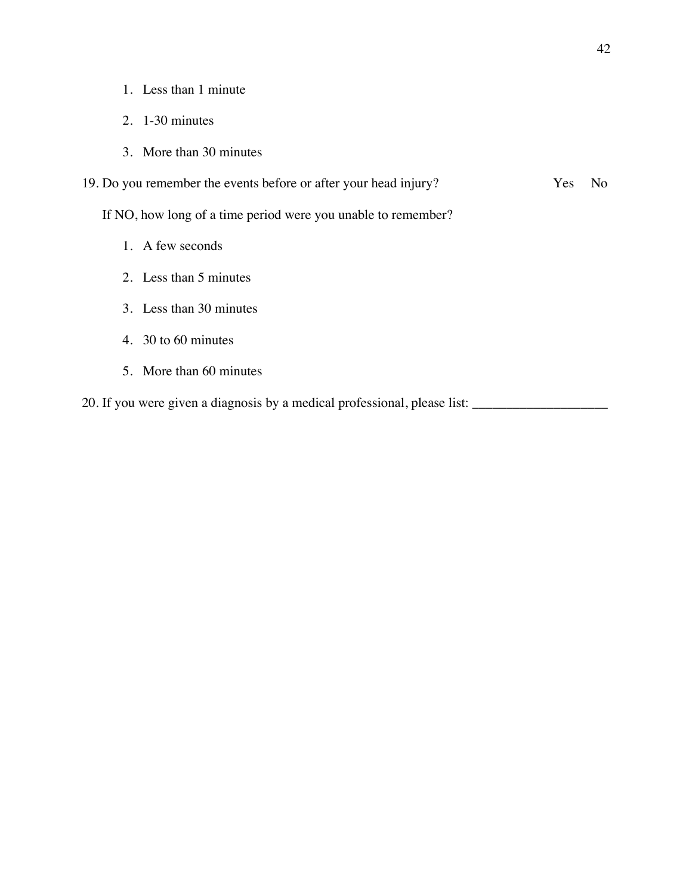1. Less than 1 minute
2. 1-30 minutes
3. More than 30 minutes

19. Do you remember the events before or after your head injury? Yes No

    If NO, how long of a time period were you unable to remember?

    1. A few seconds
    2. Less than 5 minutes
    3. Less than 30 minutes
    4. 30 to 60 minutes
    5. More than 60 minutes

20. If you were given a diagnosis by a medical professional, please list: ____________________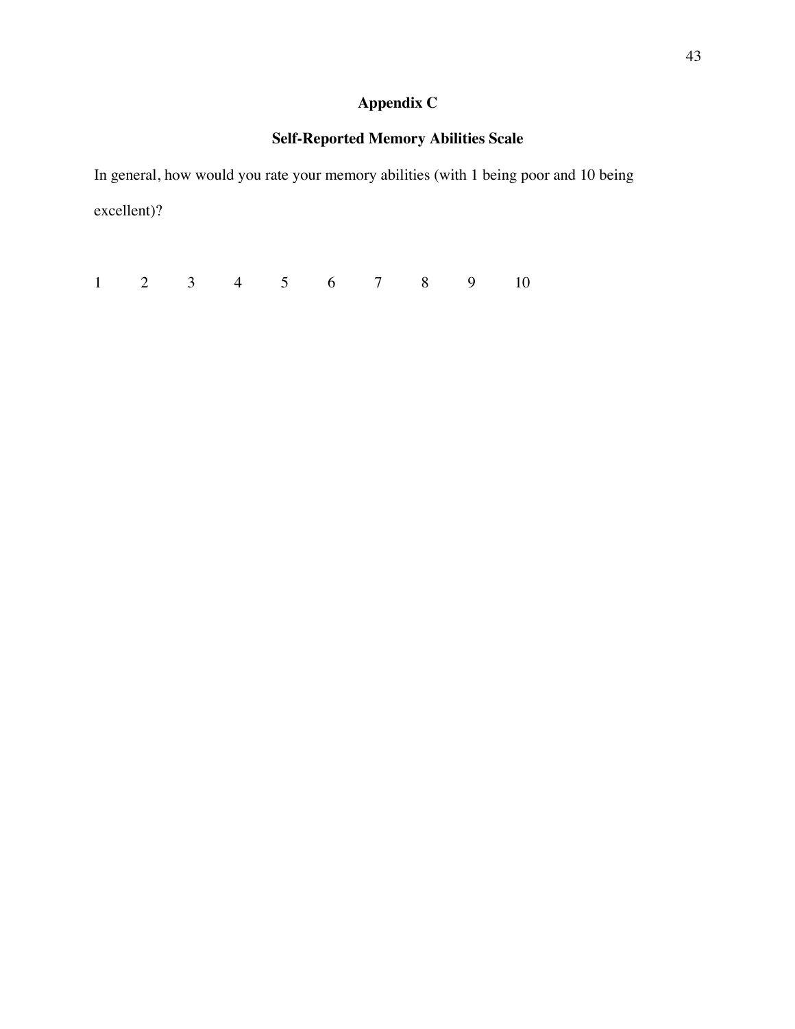# Appendix C

## Self-Reported Memory Abilities Scale

In general, how would you rate your memory abilities (with 1 being poor and 10 being excellent)?

1 2 3 4 5 6 7 8 9 10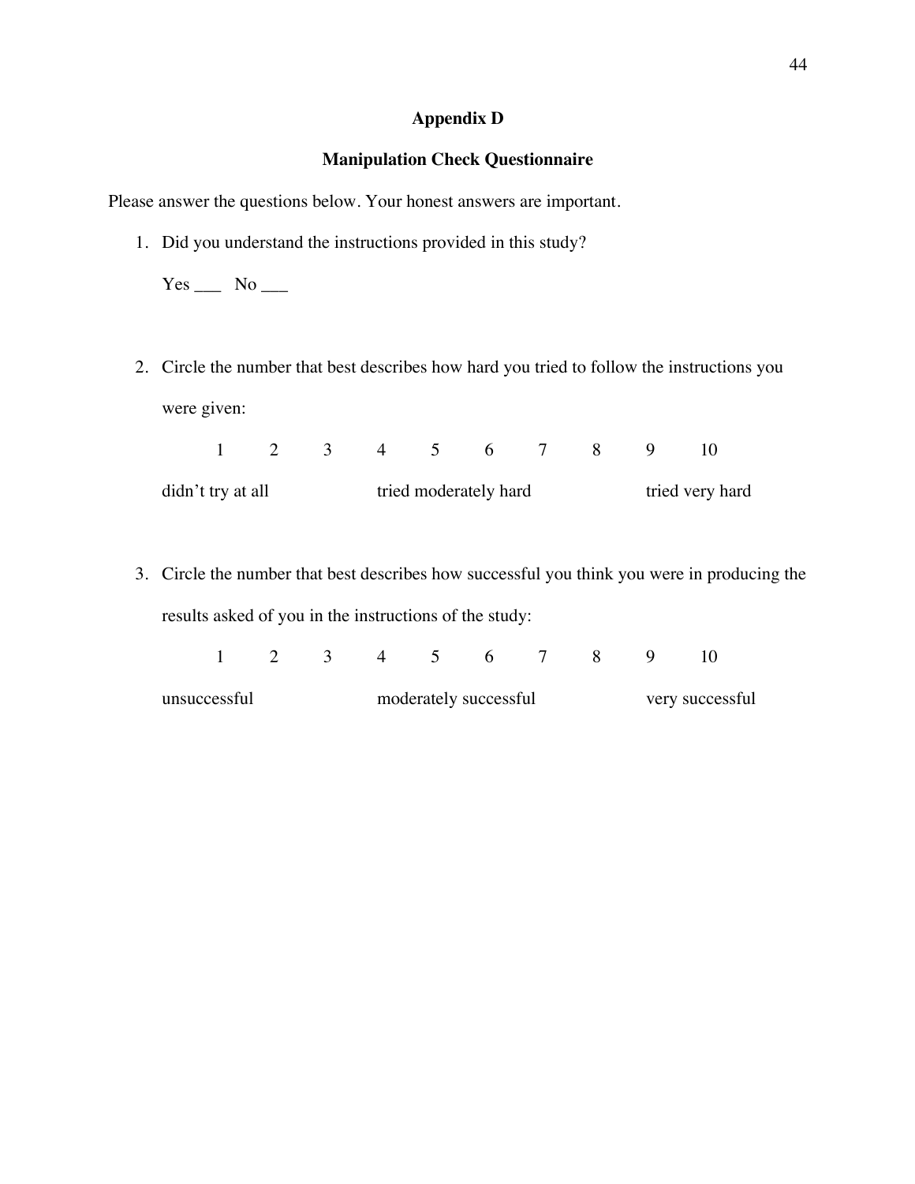# Appendix D

## Manipulation Check Questionnaire

Please answer the questions below. Your honest answers are important.

1. Did you understand the instructions provided in this study?

   Yes ___ No ___

2. Circle the number that best describes how hard you tried to follow the instructions you were given:

   1 2 3 4 5 6 7 8 9 10

   didn't try at all — tried moderately hard — tried very hard

3. Circle the number that best describes how successful you think you were in producing the results asked of you in the instructions of the study:

   1 2 3 4 5 6 7 8 9 10

   unsuccessful — moderately successful — very successful